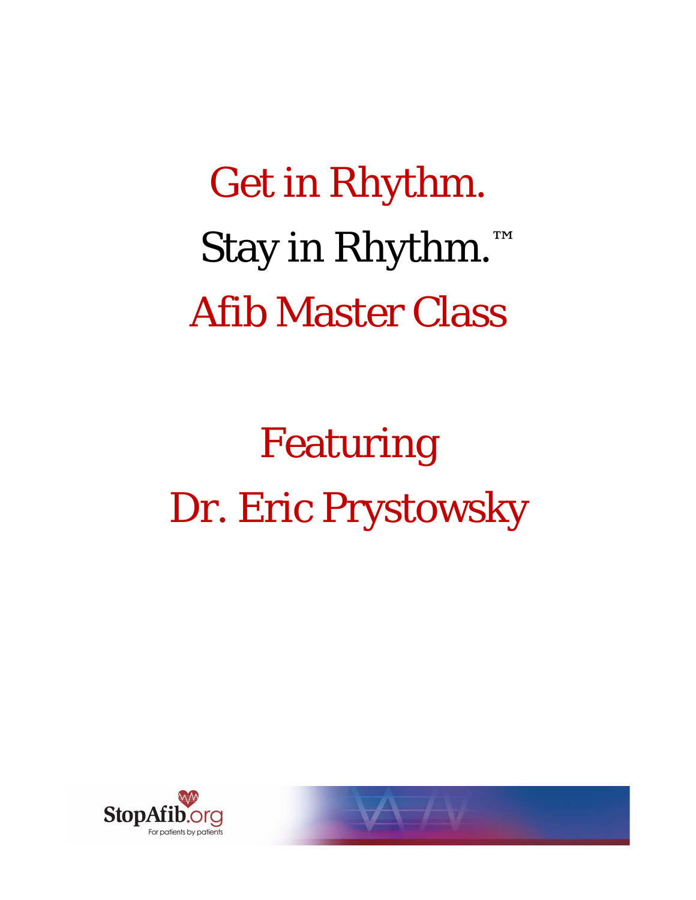# Get in Rhythm.

# Stay in Rhythm.™

# Afib Master Class

## Featuring

## Dr. Eric Prystowsky

StopAfib.org

For patients by patients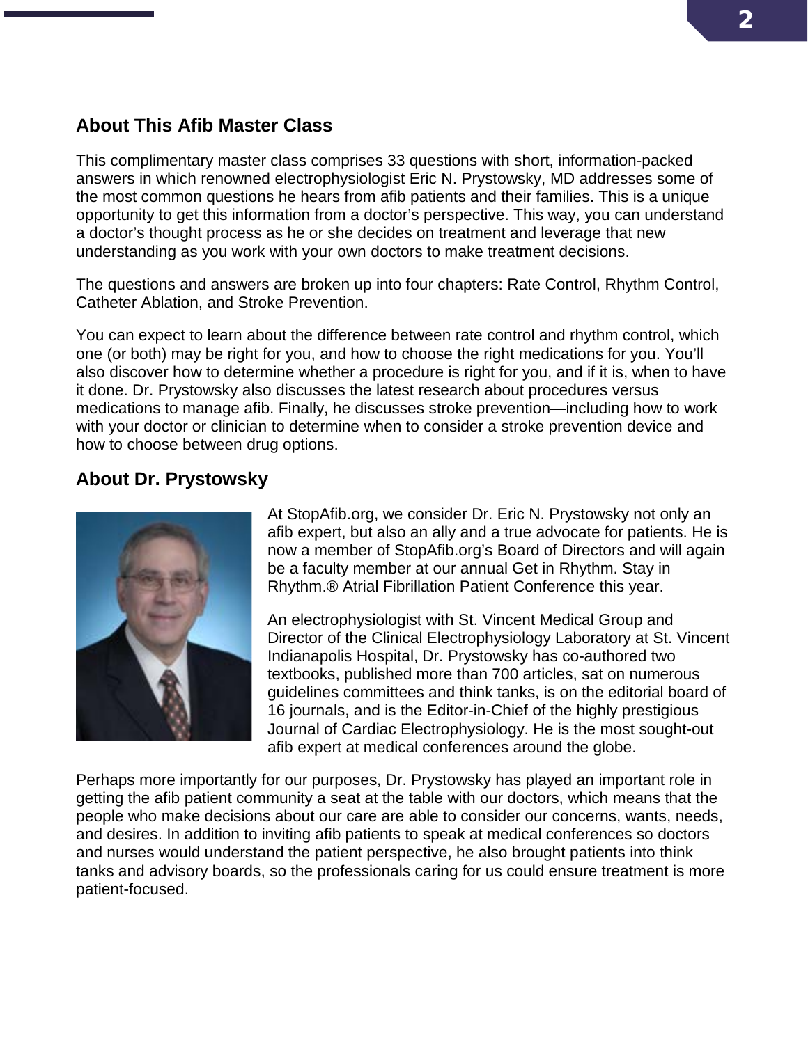## About This Afib Master Class

This complimentary master class comprises 33 questions with short, information-packed answers in which renowned electrophysiologist Eric N. Prystowsky, MD addresses some of the most common questions he hears from afib patients and their families. This is a unique opportunity to get this information from a doctor's perspective. This way, you can understand a doctor's thought process as he or she decides on treatment and leverage that new understanding as you work with your own doctors to make treatment decisions.

The questions and answers are broken up into four chapters: Rate Control, Rhythm Control, Catheter Ablation, and Stroke Prevention.

You can expect to learn about the difference between rate control and rhythm control, which one (or both) may be right for you, and how to choose the right medications for you. You'll also discover how to determine whether a procedure is right for you, and if it is, when to have it done. Dr. Prystowsky also discusses the latest research about procedures versus medications to manage afib. Finally, he discusses stroke prevention—including how to work with your doctor or clinician to determine when to consider a stroke prevention device and how to choose between drug options.

## About Dr. Prystowsky

At StopAfib.org, we consider Dr. Eric N. Prystowsky not only an afib expert, but also an ally and a true advocate for patients. He is now a member of StopAfib.org's Board of Directors and will again be a faculty member at our annual Get in Rhythm. Stay in Rhythm.® Atrial Fibrillation Patient Conference this year.

An electrophysiologist with St. Vincent Medical Group and Director of the Clinical Electrophysiology Laboratory at St. Vincent Indianapolis Hospital, Dr. Prystowsky has co-authored two textbooks, published more than 700 articles, sat on numerous guidelines committees and think tanks, is on the editorial board of 16 journals, and is the Editor-in-Chief of the highly prestigious Journal of Cardiac Electrophysiology. He is the most sought-out afib expert at medical conferences around the globe.

Perhaps more importantly for our purposes, Dr. Prystowsky has played an important role in getting the afib patient community a seat at the table with our doctors, which means that the people who make decisions about our care are able to consider our concerns, wants, needs, and desires. In addition to inviting afib patients to speak at medical conferences so doctors and nurses would understand the patient perspective, he also brought patients into think tanks and advisory boards, so the professionals caring for us could ensure treatment is more patient-focused.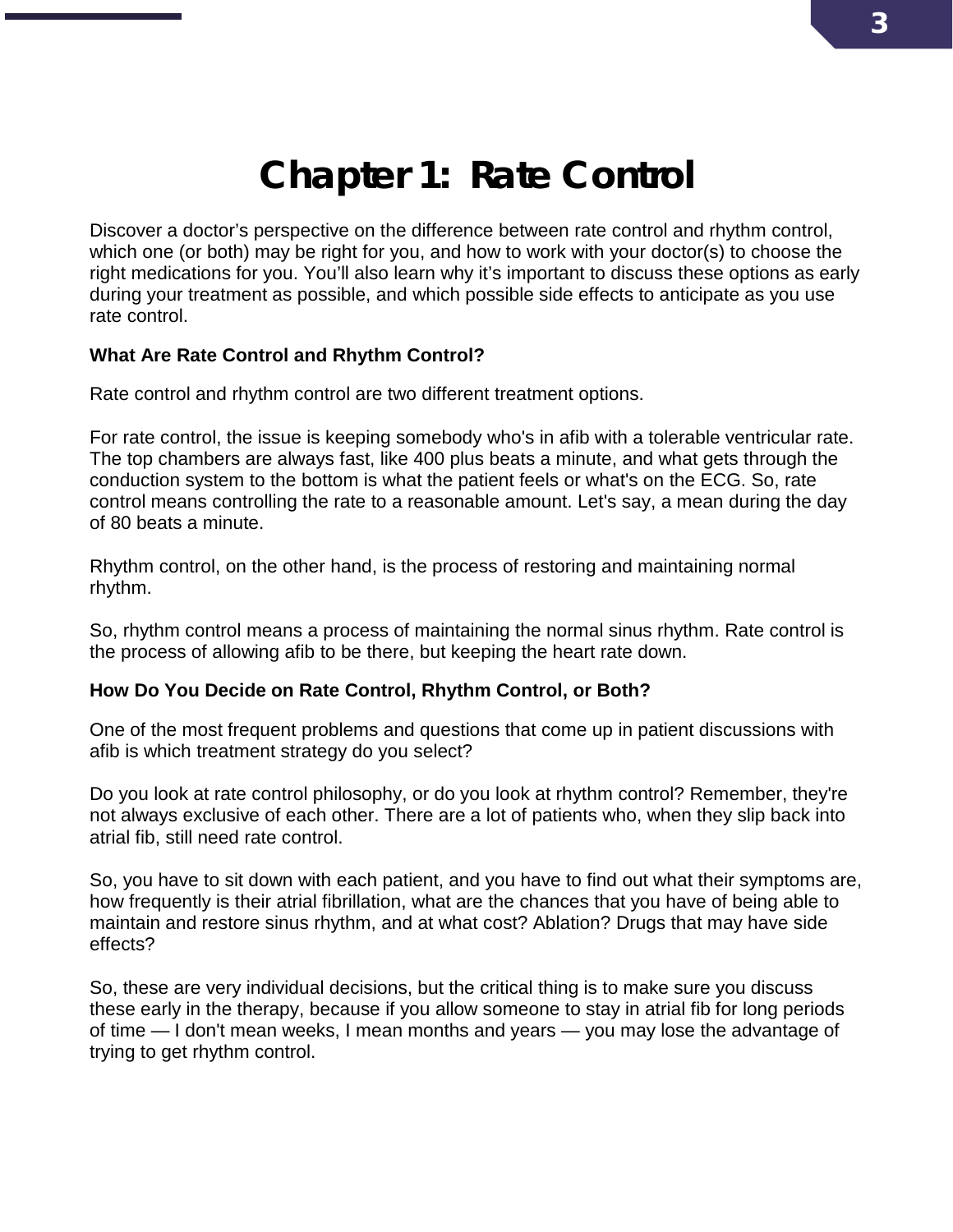# Chapter 1: Rate Control

Discover a doctor's perspective on the difference between rate control and rhythm control, which one (or both) may be right for you, and how to work with your doctor(s) to choose the right medications for you. You'll also learn why it's important to discuss these options as early during your treatment as possible, and which possible side effects to anticipate as you use rate control.

**What Are Rate Control and Rhythm Control?**

Rate control and rhythm control are two different treatment options.

For rate control, the issue is keeping somebody who's in afib with a tolerable ventricular rate. The top chambers are always fast, like 400 plus beats a minute, and what gets through the conduction system to the bottom is what the patient feels or what's on the ECG. So, rate control means controlling the rate to a reasonable amount. Let's say, a mean during the day of 80 beats a minute.

Rhythm control, on the other hand, is the process of restoring and maintaining normal rhythm.

So, rhythm control means a process of maintaining the normal sinus rhythm. Rate control is the process of allowing afib to be there, but keeping the heart rate down.

**How Do You Decide on Rate Control, Rhythm Control, or Both?**

One of the most frequent problems and questions that come up in patient discussions with afib is which treatment strategy do you select?

Do you look at rate control philosophy, or do you look at rhythm control? Remember, they're not always exclusive of each other. There are a lot of patients who, when they slip back into atrial fib, still need rate control.

So, you have to sit down with each patient, and you have to find out what their symptoms are, how frequently is their atrial fibrillation, what are the chances that you have of being able to maintain and restore sinus rhythm, and at what cost? Ablation? Drugs that may have side effects?

So, these are very individual decisions, but the critical thing is to make sure you discuss these early in the therapy, because if you allow someone to stay in atrial fib for long periods of time — I don't mean weeks, I mean months and years — you may lose the advantage of trying to get rhythm control.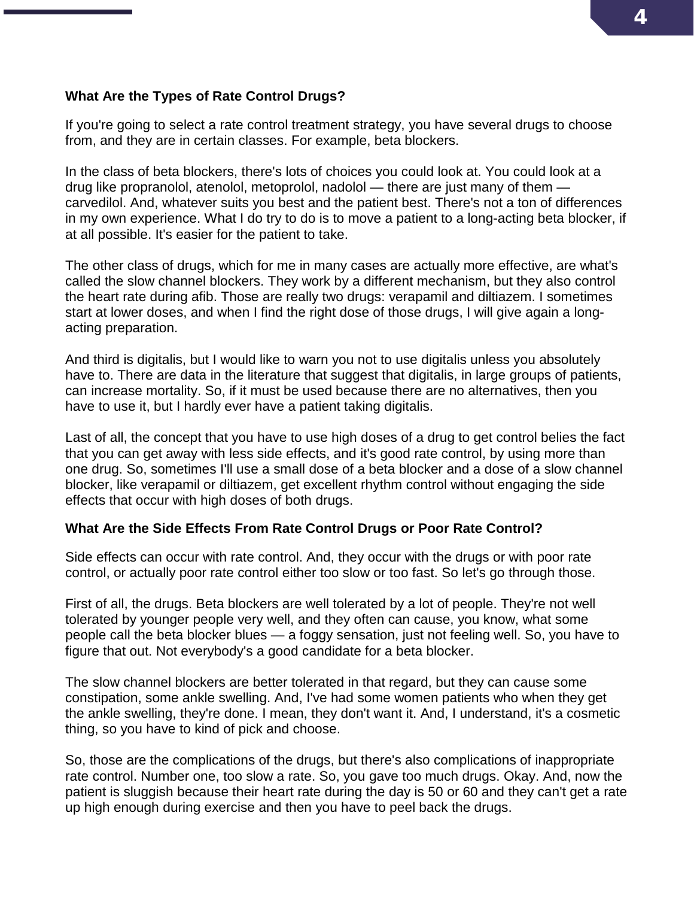**What Are the Types of Rate Control Drugs?**

If you're going to select a rate control treatment strategy, you have several drugs to choose from, and they are in certain classes. For example, beta blockers.

In the class of beta blockers, there's lots of choices you could look at. You could look at a drug like propranolol, atenolol, metoprolol, nadolol — there are just many of them — carvedilol. And, whatever suits you best and the patient best. There's not a ton of differences in my own experience. What I do try to do is to move a patient to a long-acting beta blocker, if at all possible. It's easier for the patient to take.

The other class of drugs, which for me in many cases are actually more effective, are what's called the slow channel blockers. They work by a different mechanism, but they also control the heart rate during afib. Those are really two drugs: verapamil and diltiazem. I sometimes start at lower doses, and when I find the right dose of those drugs, I will give again a long-acting preparation.

And third is digitalis, but I would like to warn you not to use digitalis unless you absolutely have to. There are data in the literature that suggest that digitalis, in large groups of patients, can increase mortality. So, if it must be used because there are no alternatives, then you have to use it, but I hardly ever have a patient taking digitalis.

Last of all, the concept that you have to use high doses of a drug to get control belies the fact that you can get away with less side effects, and it's good rate control, by using more than one drug. So, sometimes I'll use a small dose of a beta blocker and a dose of a slow channel blocker, like verapamil or diltiazem, get excellent rhythm control without engaging the side effects that occur with high doses of both drugs.

**What Are the Side Effects From Rate Control Drugs or Poor Rate Control?**

Side effects can occur with rate control. And, they occur with the drugs or with poor rate control, or actually poor rate control either too slow or too fast. So let's go through those.

First of all, the drugs. Beta blockers are well tolerated by a lot of people. They're not well tolerated by younger people very well, and they often can cause, you know, what some people call the beta blocker blues — a foggy sensation, just not feeling well. So, you have to figure that out. Not everybody's a good candidate for a beta blocker.

The slow channel blockers are better tolerated in that regard, but they can cause some constipation, some ankle swelling. And, I've had some women patients who when they get the ankle swelling, they're done. I mean, they don't want it. And, I understand, it's a cosmetic thing, so you have to kind of pick and choose.

So, those are the complications of the drugs, but there's also complications of inappropriate rate control. Number one, too slow a rate. So, you gave too much drugs. Okay. And, now the patient is sluggish because their heart rate during the day is 50 or 60 and they can't get a rate up high enough during exercise and then you have to peel back the drugs.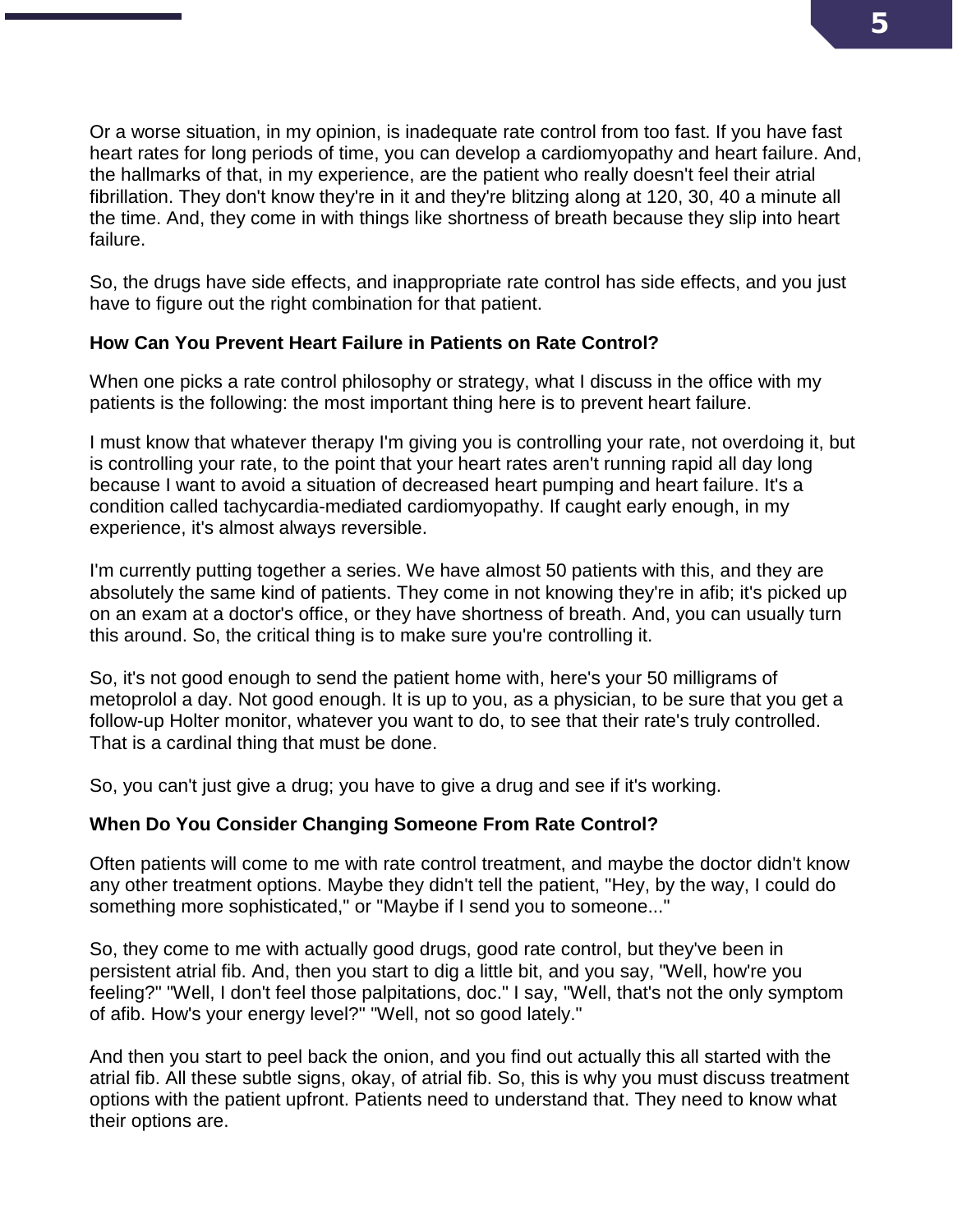Or a worse situation, in my opinion, is inadequate rate control from too fast. If you have fast heart rates for long periods of time, you can develop a cardiomyopathy and heart failure. And, the hallmarks of that, in my experience, are the patient who really doesn't feel their atrial fibrillation. They don't know they're in it and they're blitzing along at 120, 30, 40 a minute all the time. And, they come in with things like shortness of breath because they slip into heart failure.

So, the drugs have side effects, and inappropriate rate control has side effects, and you just have to figure out the right combination for that patient.

**How Can You Prevent Heart Failure in Patients on Rate Control?**

When one picks a rate control philosophy or strategy, what I discuss in the office with my patients is the following: the most important thing here is to prevent heart failure.

I must know that whatever therapy I'm giving you is controlling your rate, not overdoing it, but is controlling your rate, to the point that your heart rates aren't running rapid all day long because I want to avoid a situation of decreased heart pumping and heart failure. It's a condition called tachycardia-mediated cardiomyopathy. If caught early enough, in my experience, it's almost always reversible.

I'm currently putting together a series. We have almost 50 patients with this, and they are absolutely the same kind of patients. They come in not knowing they're in afib; it's picked up on an exam at a doctor's office, or they have shortness of breath. And, you can usually turn this around. So, the critical thing is to make sure you're controlling it.

So, it's not good enough to send the patient home with, here's your 50 milligrams of metoprolol a day. Not good enough. It is up to you, as a physician, to be sure that you get a follow-up Holter monitor, whatever you want to do, to see that their rate's truly controlled. That is a cardinal thing that must be done.

So, you can't just give a drug; you have to give a drug and see if it's working.

**When Do You Consider Changing Someone From Rate Control?**

Often patients will come to me with rate control treatment, and maybe the doctor didn't know any other treatment options. Maybe they didn't tell the patient, "Hey, by the way, I could do something more sophisticated," or "Maybe if I send you to someone..."

So, they come to me with actually good drugs, good rate control, but they've been in persistent atrial fib. And, then you start to dig a little bit, and you say, "Well, how're you feeling?" "Well, I don't feel those palpitations, doc." I say, "Well, that's not the only symptom of afib. How's your energy level?" "Well, not so good lately."

And then you start to peel back the onion, and you find out actually this all started with the atrial fib. All these subtle signs, okay, of atrial fib. So, this is why you must discuss treatment options with the patient upfront. Patients need to understand that. They need to know what their options are.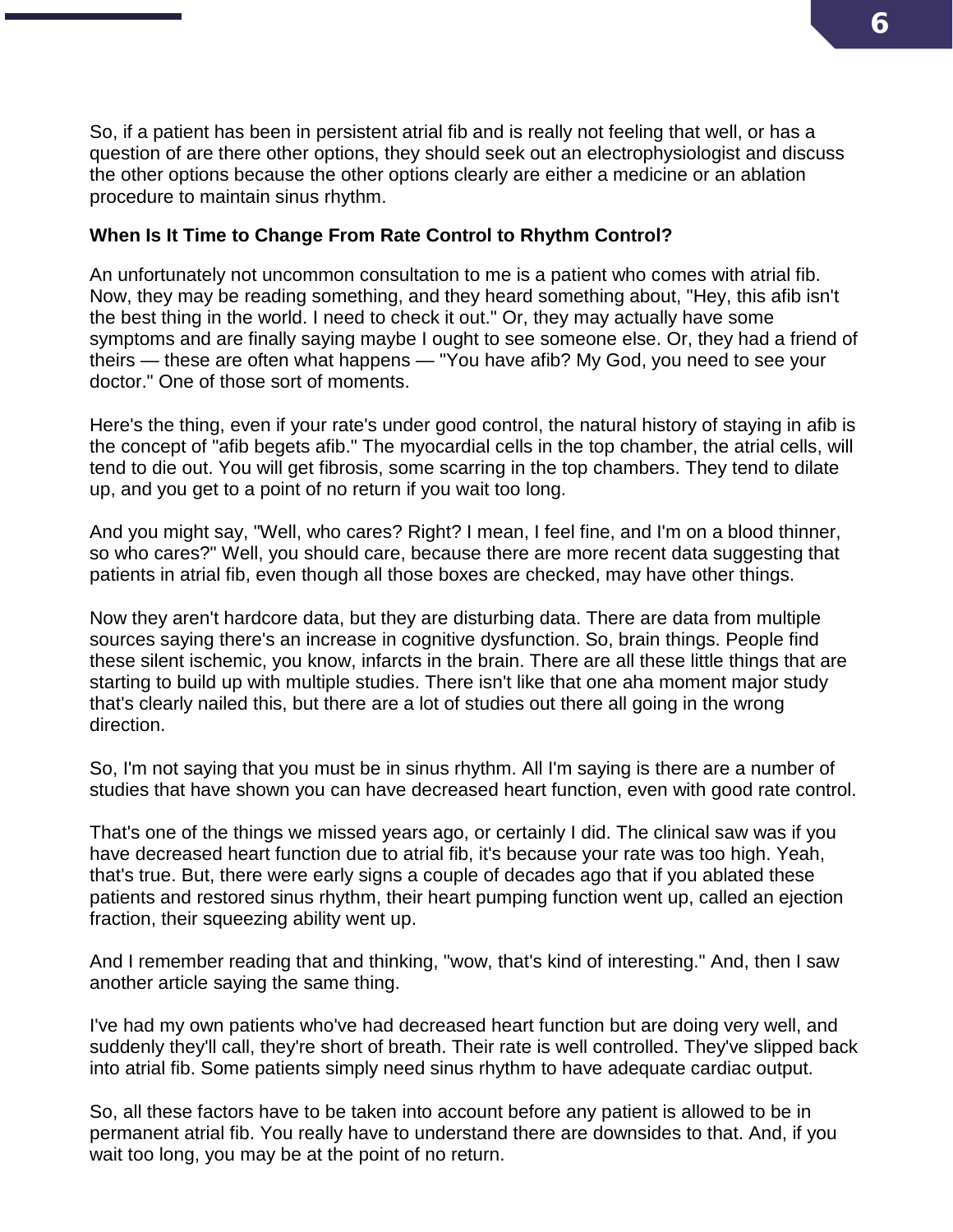So, if a patient has been in persistent atrial fib and is really not feeling that well, or has a question of are there other options, they should seek out an electrophysiologist and discuss the other options because the other options clearly are either a medicine or an ablation procedure to maintain sinus rhythm.

**When Is It Time to Change From Rate Control to Rhythm Control?**

An unfortunately not uncommon consultation to me is a patient who comes with atrial fib. Now, they may be reading something, and they heard something about, "Hey, this afib isn't the best thing in the world. I need to check it out." Or, they may actually have some symptoms and are finally saying maybe I ought to see someone else. Or, they had a friend of theirs — these are often what happens — "You have afib? My God, you need to see your doctor." One of those sort of moments.

Here's the thing, even if your rate's under good control, the natural history of staying in afib is the concept of "afib begets afib." The myocardial cells in the top chamber, the atrial cells, will tend to die out. You will get fibrosis, some scarring in the top chambers. They tend to dilate up, and you get to a point of no return if you wait too long.

And you might say, "Well, who cares? Right? I mean, I feel fine, and I'm on a blood thinner, so who cares?" Well, you should care, because there are more recent data suggesting that patients in atrial fib, even though all those boxes are checked, may have other things.

Now they aren't hardcore data, but they are disturbing data. There are data from multiple sources saying there's an increase in cognitive dysfunction. So, brain things. People find these silent ischemic, you know, infarcts in the brain. There are all these little things that are starting to build up with multiple studies. There isn't like that one aha moment major study that's clearly nailed this, but there are a lot of studies out there all going in the wrong direction.

So, I'm not saying that you must be in sinus rhythm. All I'm saying is there are a number of studies that have shown you can have decreased heart function, even with good rate control.

That's one of the things we missed years ago, or certainly I did. The clinical saw was if you have decreased heart function due to atrial fib, it's because your rate was too high. Yeah, that's true. But, there were early signs a couple of decades ago that if you ablated these patients and restored sinus rhythm, their heart pumping function went up, called an ejection fraction, their squeezing ability went up.

And I remember reading that and thinking, "wow, that's kind of interesting." And, then I saw another article saying the same thing.

I've had my own patients who've had decreased heart function but are doing very well, and suddenly they'll call, they're short of breath. Their rate is well controlled. They've slipped back into atrial fib. Some patients simply need sinus rhythm to have adequate cardiac output.

So, all these factors have to be taken into account before any patient is allowed to be in permanent atrial fib. You really have to understand there are downsides to that. And, if you wait too long, you may be at the point of no return.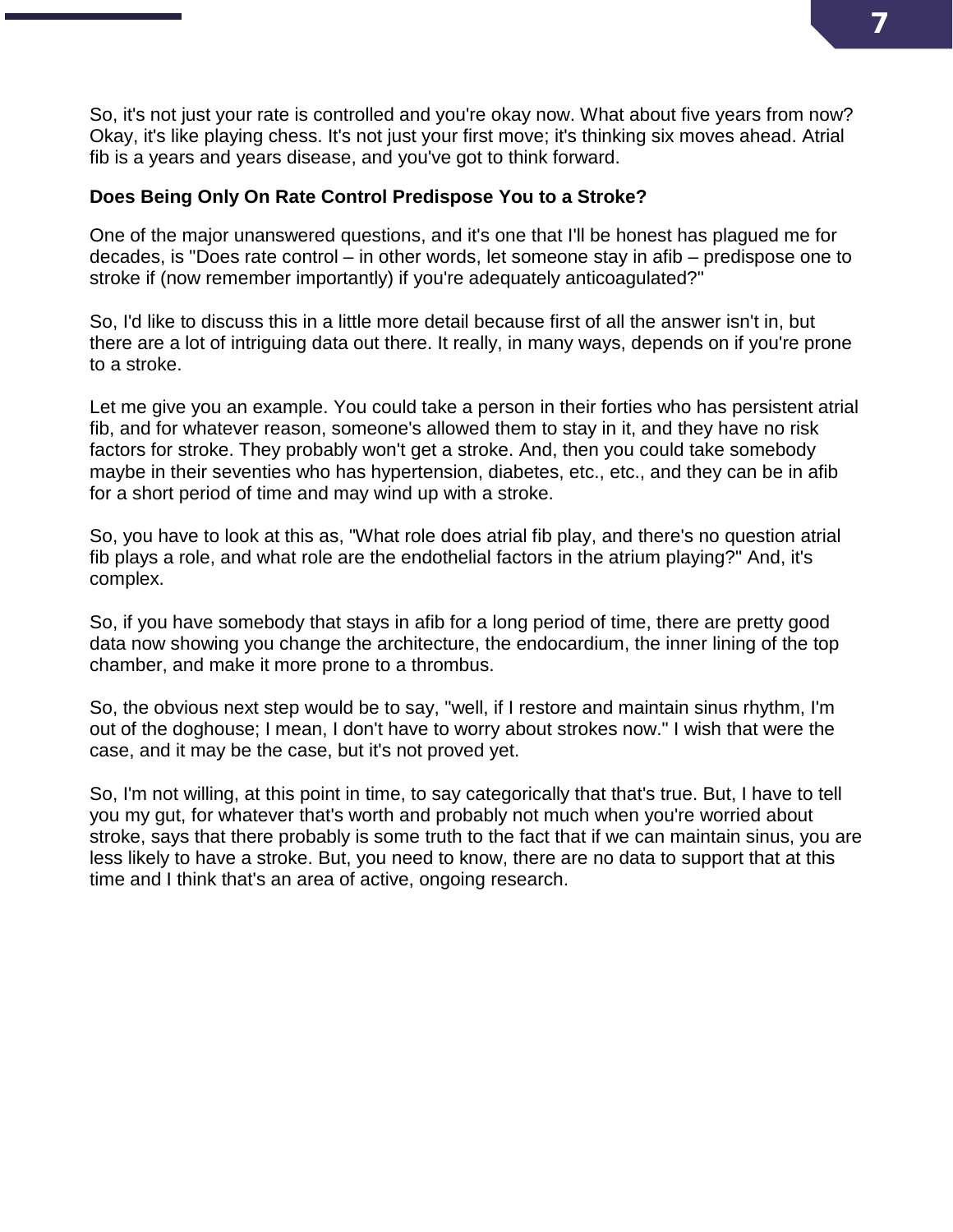So, it's not just your rate is controlled and you're okay now. What about five years from now? Okay, it's like playing chess. It's not just your first move; it's thinking six moves ahead. Atrial fib is a years and years disease, and you've got to think forward.

**Does Being Only On Rate Control Predispose You to a Stroke?**

One of the major unanswered questions, and it's one that I'll be honest has plagued me for decades, is "Does rate control – in other words, let someone stay in afib – predispose one to stroke if (now remember importantly) if you're adequately anticoagulated?"

So, I'd like to discuss this in a little more detail because first of all the answer isn't in, but there are a lot of intriguing data out there. It really, in many ways, depends on if you're prone to a stroke.

Let me give you an example. You could take a person in their forties who has persistent atrial fib, and for whatever reason, someone's allowed them to stay in it, and they have no risk factors for stroke. They probably won't get a stroke. And, then you could take somebody maybe in their seventies who has hypertension, diabetes, etc., etc., and they can be in afib for a short period of time and may wind up with a stroke.

So, you have to look at this as, "What role does atrial fib play, and there's no question atrial fib plays a role, and what role are the endothelial factors in the atrium playing?" And, it's complex.

So, if you have somebody that stays in afib for a long period of time, there are pretty good data now showing you change the architecture, the endocardium, the inner lining of the top chamber, and make it more prone to a thrombus.

So, the obvious next step would be to say, "well, if I restore and maintain sinus rhythm, I'm out of the doghouse; I mean, I don't have to worry about strokes now." I wish that were the case, and it may be the case, but it's not proved yet.

So, I'm not willing, at this point in time, to say categorically that that's true. But, I have to tell you my gut, for whatever that's worth and probably not much when you're worried about stroke, says that there probably is some truth to the fact that if we can maintain sinus, you are less likely to have a stroke. But, you need to know, there are no data to support that at this time and I think that's an area of active, ongoing research.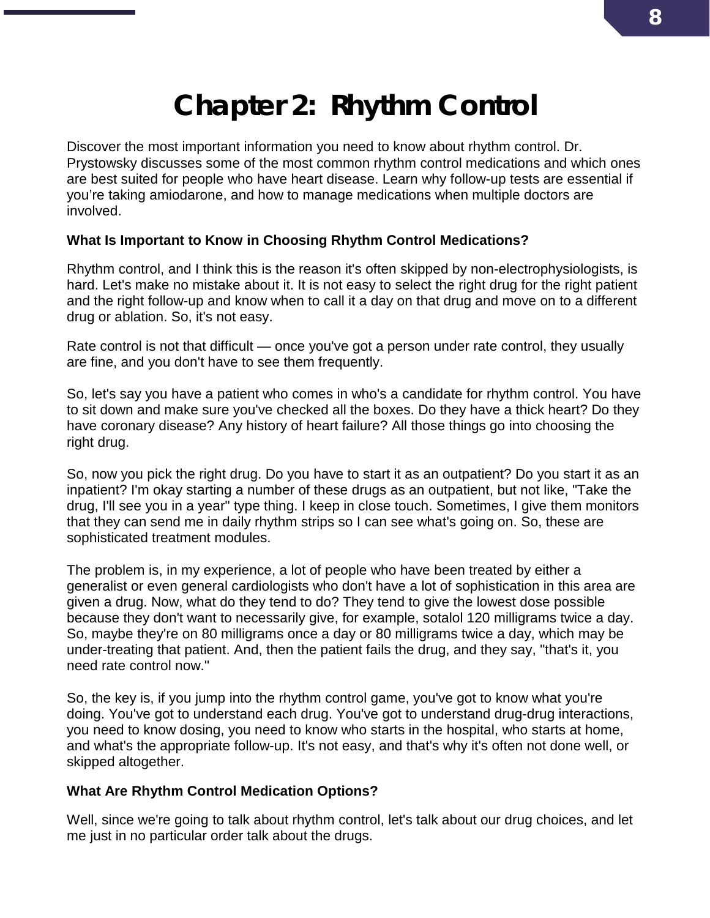# Chapter 2: Rhythm Control

Discover the most important information you need to know about rhythm control. Dr. Prystowsky discusses some of the most common rhythm control medications and which ones are best suited for people who have heart disease. Learn why follow-up tests are essential if you're taking amiodarone, and how to manage medications when multiple doctors are involved.

**What Is Important to Know in Choosing Rhythm Control Medications?**

Rhythm control, and I think this is the reason it's often skipped by non-electrophysiologists, is hard. Let's make no mistake about it. It is not easy to select the right drug for the right patient and the right follow-up and know when to call it a day on that drug and move on to a different drug or ablation. So, it's not easy.

Rate control is not that difficult — once you've got a person under rate control, they usually are fine, and you don't have to see them frequently.

So, let's say you have a patient who comes in who's a candidate for rhythm control. You have to sit down and make sure you've checked all the boxes. Do they have a thick heart? Do they have coronary disease? Any history of heart failure? All those things go into choosing the right drug.

So, now you pick the right drug. Do you have to start it as an outpatient? Do you start it as an inpatient? I'm okay starting a number of these drugs as an outpatient, but not like, "Take the drug, I'll see you in a year" type thing. I keep in close touch. Sometimes, I give them monitors that they can send me in daily rhythm strips so I can see what's going on. So, these are sophisticated treatment modules.

The problem is, in my experience, a lot of people who have been treated by either a generalist or even general cardiologists who don't have a lot of sophistication in this area are given a drug. Now, what do they tend to do? They tend to give the lowest dose possible because they don't want to necessarily give, for example, sotalol 120 milligrams twice a day. So, maybe they're on 80 milligrams once a day or 80 milligrams twice a day, which may be under-treating that patient. And, then the patient fails the drug, and they say, "that's it, you need rate control now."

So, the key is, if you jump into the rhythm control game, you've got to know what you're doing. You've got to understand each drug. You've got to understand drug-drug interactions, you need to know dosing, you need to know who starts in the hospital, who starts at home, and what's the appropriate follow-up. It's not easy, and that's why it's often not done well, or skipped altogether.

**What Are Rhythm Control Medication Options?**

Well, since we're going to talk about rhythm control, let's talk about our drug choices, and let me just in no particular order talk about the drugs.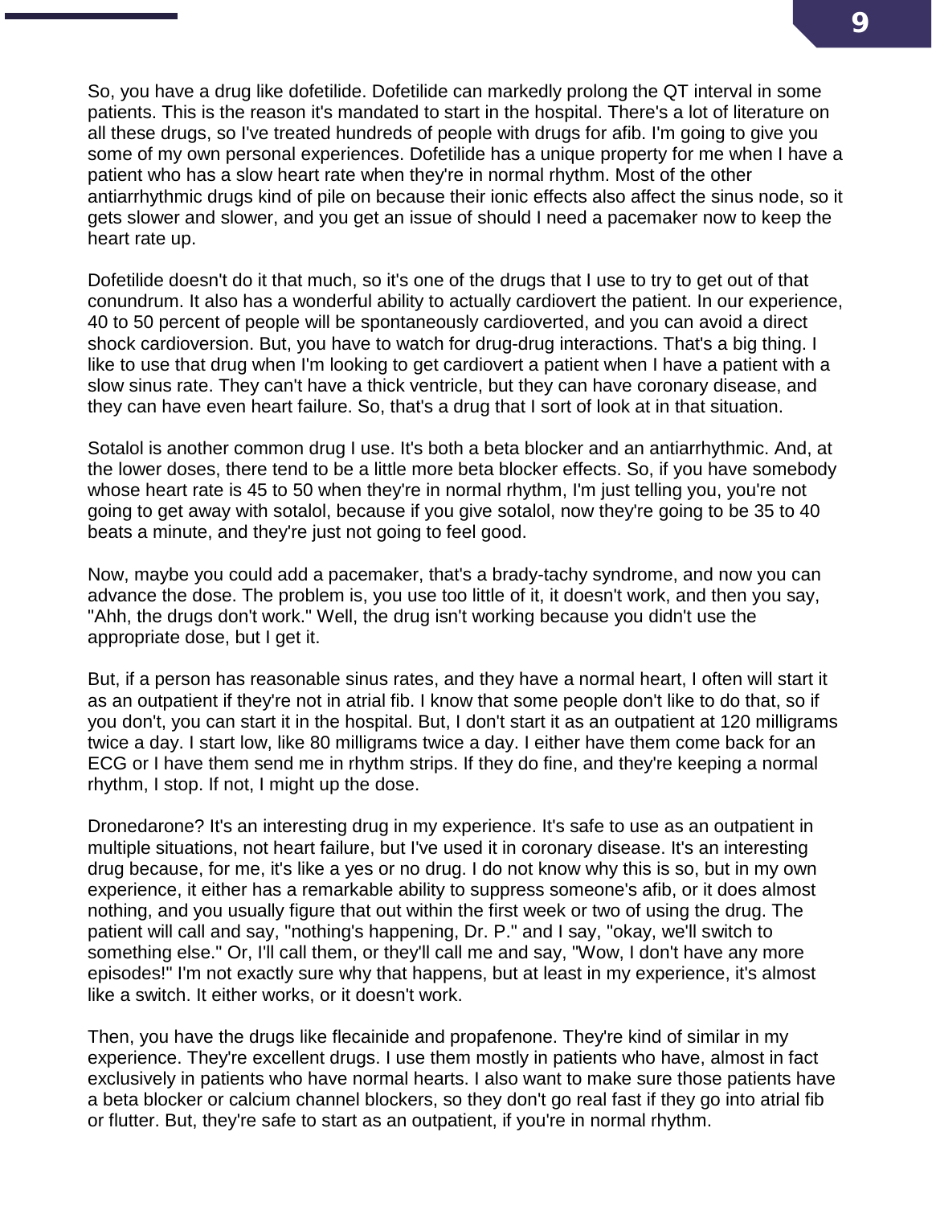So, you have a drug like dofetilide. Dofetilide can markedly prolong the QT interval in some patients. This is the reason it's mandated to start in the hospital. There's a lot of literature on all these drugs, so I've treated hundreds of people with drugs for afib. I'm going to give you some of my own personal experiences. Dofetilide has a unique property for me when I have a patient who has a slow heart rate when they're in normal rhythm. Most of the other antiarrhythmic drugs kind of pile on because their ionic effects also affect the sinus node, so it gets slower and slower, and you get an issue of should I need a pacemaker now to keep the heart rate up.

Dofetilide doesn't do it that much, so it's one of the drugs that I use to try to get out of that conundrum. It also has a wonderful ability to actually cardiovert the patient. In our experience, 40 to 50 percent of people will be spontaneously cardioverted, and you can avoid a direct shock cardioversion. But, you have to watch for drug-drug interactions. That's a big thing. I like to use that drug when I'm looking to get cardiovert a patient when I have a patient with a slow sinus rate. They can't have a thick ventricle, but they can have coronary disease, and they can have even heart failure. So, that's a drug that I sort of look at in that situation.

Sotalol is another common drug I use. It's both a beta blocker and an antiarrhythmic. And, at the lower doses, there tend to be a little more beta blocker effects. So, if you have somebody whose heart rate is 45 to 50 when they're in normal rhythm, I'm just telling you, you're not going to get away with sotalol, because if you give sotalol, now they're going to be 35 to 40 beats a minute, and they're just not going to feel good.

Now, maybe you could add a pacemaker, that's a brady-tachy syndrome, and now you can advance the dose. The problem is, you use too little of it, it doesn't work, and then you say, "Ahh, the drugs don't work." Well, the drug isn't working because you didn't use the appropriate dose, but I get it.

But, if a person has reasonable sinus rates, and they have a normal heart, I often will start it as an outpatient if they're not in atrial fib. I know that some people don't like to do that, so if you don't, you can start it in the hospital. But, I don't start it as an outpatient at 120 milligrams twice a day. I start low, like 80 milligrams twice a day. I either have them come back for an ECG or I have them send me in rhythm strips. If they do fine, and they're keeping a normal rhythm, I stop. If not, I might up the dose.

Dronedarone? It's an interesting drug in my experience. It's safe to use as an outpatient in multiple situations, not heart failure, but I've used it in coronary disease. It's an interesting drug because, for me, it's like a yes or no drug. I do not know why this is so, but in my own experience, it either has a remarkable ability to suppress someone's afib, or it does almost nothing, and you usually figure that out within the first week or two of using the drug. The patient will call and say, "nothing's happening, Dr. P." and I say, "okay, we'll switch to something else." Or, I'll call them, or they'll call me and say, "Wow, I don't have any more episodes!" I'm not exactly sure why that happens, but at least in my experience, it's almost like a switch. It either works, or it doesn't work.

Then, you have the drugs like flecainide and propafenone. They're kind of similar in my experience. They're excellent drugs. I use them mostly in patients who have, almost in fact exclusively in patients who have normal hearts. I also want to make sure those patients have a beta blocker or calcium channel blockers, so they don't go real fast if they go into atrial fib or flutter. But, they're safe to start as an outpatient, if you're in normal rhythm.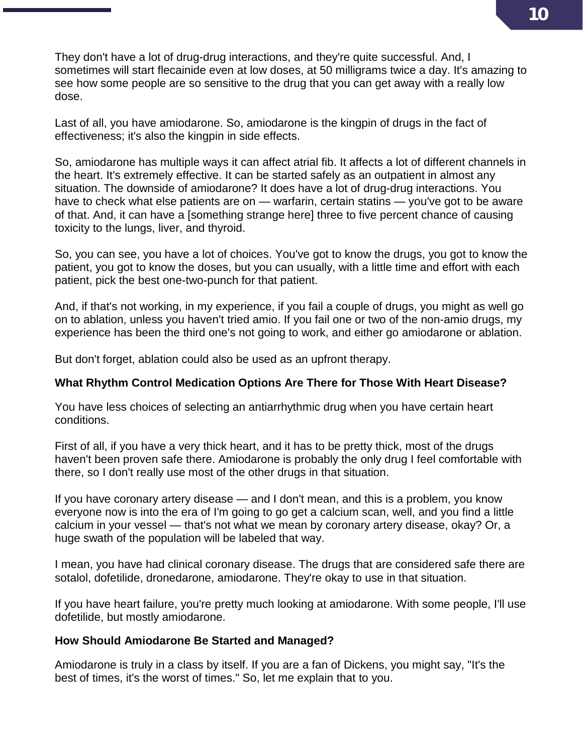They don't have a lot of drug-drug interactions, and they're quite successful. And, I sometimes will start flecainide even at low doses, at 50 milligrams twice a day. It's amazing to see how some people are so sensitive to the drug that you can get away with a really low dose.

Last of all, you have amiodarone. So, amiodarone is the kingpin of drugs in the fact of effectiveness; it's also the kingpin in side effects.

So, amiodarone has multiple ways it can affect atrial fib. It affects a lot of different channels in the heart. It's extremely effective. It can be started safely as an outpatient in almost any situation. The downside of amiodarone? It does have a lot of drug-drug interactions. You have to check what else patients are on — warfarin, certain statins — you've got to be aware of that. And, it can have a [something strange here] three to five percent chance of causing toxicity to the lungs, liver, and thyroid.

So, you can see, you have a lot of choices. You've got to know the drugs, you got to know the patient, you got to know the doses, but you can usually, with a little time and effort with each patient, pick the best one-two-punch for that patient.

And, if that's not working, in my experience, if you fail a couple of drugs, you might as well go on to ablation, unless you haven't tried amio. If you fail one or two of the non-amio drugs, my experience has been the third one's not going to work, and either go amiodarone or ablation.

But don't forget, ablation could also be used as an upfront therapy.

**What Rhythm Control Medication Options Are There for Those With Heart Disease?**

You have less choices of selecting an antiarrhythmic drug when you have certain heart conditions.

First of all, if you have a very thick heart, and it has to be pretty thick, most of the drugs haven't been proven safe there. Amiodarone is probably the only drug I feel comfortable with there, so I don't really use most of the other drugs in that situation.

If you have coronary artery disease — and I don't mean, and this is a problem, you know everyone now is into the era of I'm going to go get a calcium scan, well, and you find a little calcium in your vessel — that's not what we mean by coronary artery disease, okay? Or, a huge swath of the population will be labeled that way.

I mean, you have had clinical coronary disease. The drugs that are considered safe there are sotalol, dofetilide, dronedarone, amiodarone. They're okay to use in that situation.

If you have heart failure, you're pretty much looking at amiodarone. With some people, I'll use dofetilide, but mostly amiodarone.

**How Should Amiodarone Be Started and Managed?**

Amiodarone is truly in a class by itself. If you are a fan of Dickens, you might say, "It's the best of times, it's the worst of times." So, let me explain that to you.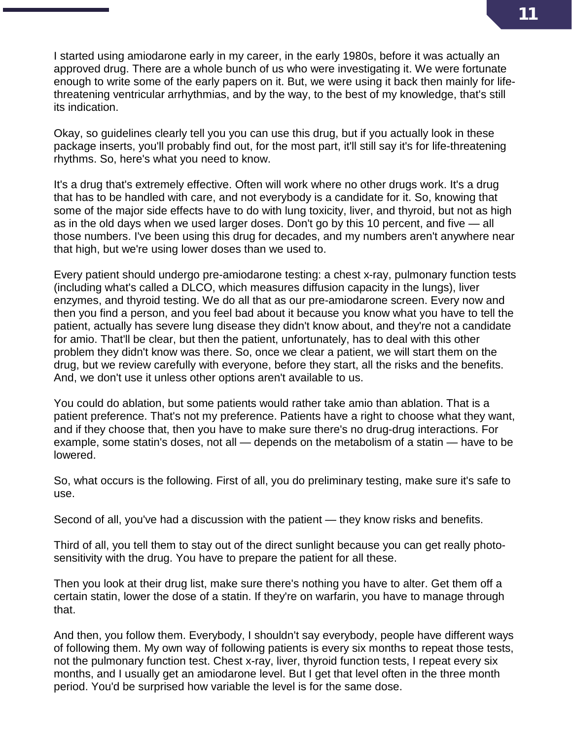I started using amiodarone early in my career, in the early 1980s, before it was actually an approved drug. There are a whole bunch of us who were investigating it. We were fortunate enough to write some of the early papers on it. But, we were using it back then mainly for life-threatening ventricular arrhythmias, and by the way, to the best of my knowledge, that's still its indication.

Okay, so guidelines clearly tell you you can use this drug, but if you actually look in these package inserts, you'll probably find out, for the most part, it'll still say it's for life-threatening rhythms. So, here's what you need to know.

It's a drug that's extremely effective. Often will work where no other drugs work. It's a drug that has to be handled with care, and not everybody is a candidate for it. So, knowing that some of the major side effects have to do with lung toxicity, liver, and thyroid, but not as high as in the old days when we used larger doses. Don't go by this 10 percent, and five — all those numbers. I've been using this drug for decades, and my numbers aren't anywhere near that high, but we're using lower doses than we used to.

Every patient should undergo pre-amiodarone testing: a chest x-ray, pulmonary function tests (including what's called a DLCO, which measures diffusion capacity in the lungs), liver enzymes, and thyroid testing. We do all that as our pre-amiodarone screen. Every now and then you find a person, and you feel bad about it because you know what you have to tell the patient, actually has severe lung disease they didn't know about, and they're not a candidate for amio. That'll be clear, but then the patient, unfortunately, has to deal with this other problem they didn't know was there. So, once we clear a patient, we will start them on the drug, but we review carefully with everyone, before they start, all the risks and the benefits. And, we don't use it unless other options aren't available to us.

You could do ablation, but some patients would rather take amio than ablation. That is a patient preference. That's not my preference. Patients have a right to choose what they want, and if they choose that, then you have to make sure there's no drug-drug interactions. For example, some statin's doses, not all — depends on the metabolism of a statin — have to be lowered.

So, what occurs is the following. First of all, you do preliminary testing, make sure it's safe to use.

Second of all, you've had a discussion with the patient — they know risks and benefits.

Third of all, you tell them to stay out of the direct sunlight because you can get really photo-sensitivity with the drug. You have to prepare the patient for all these.

Then you look at their drug list, make sure there's nothing you have to alter. Get them off a certain statin, lower the dose of a statin. If they're on warfarin, you have to manage through that.

And then, you follow them. Everybody, I shouldn't say everybody, people have different ways of following them. My own way of following patients is every six months to repeat those tests, not the pulmonary function test. Chest x-ray, liver, thyroid function tests, I repeat every six months, and I usually get an amiodarone level. But I get that level often in the three month period. You'd be surprised how variable the level is for the same dose.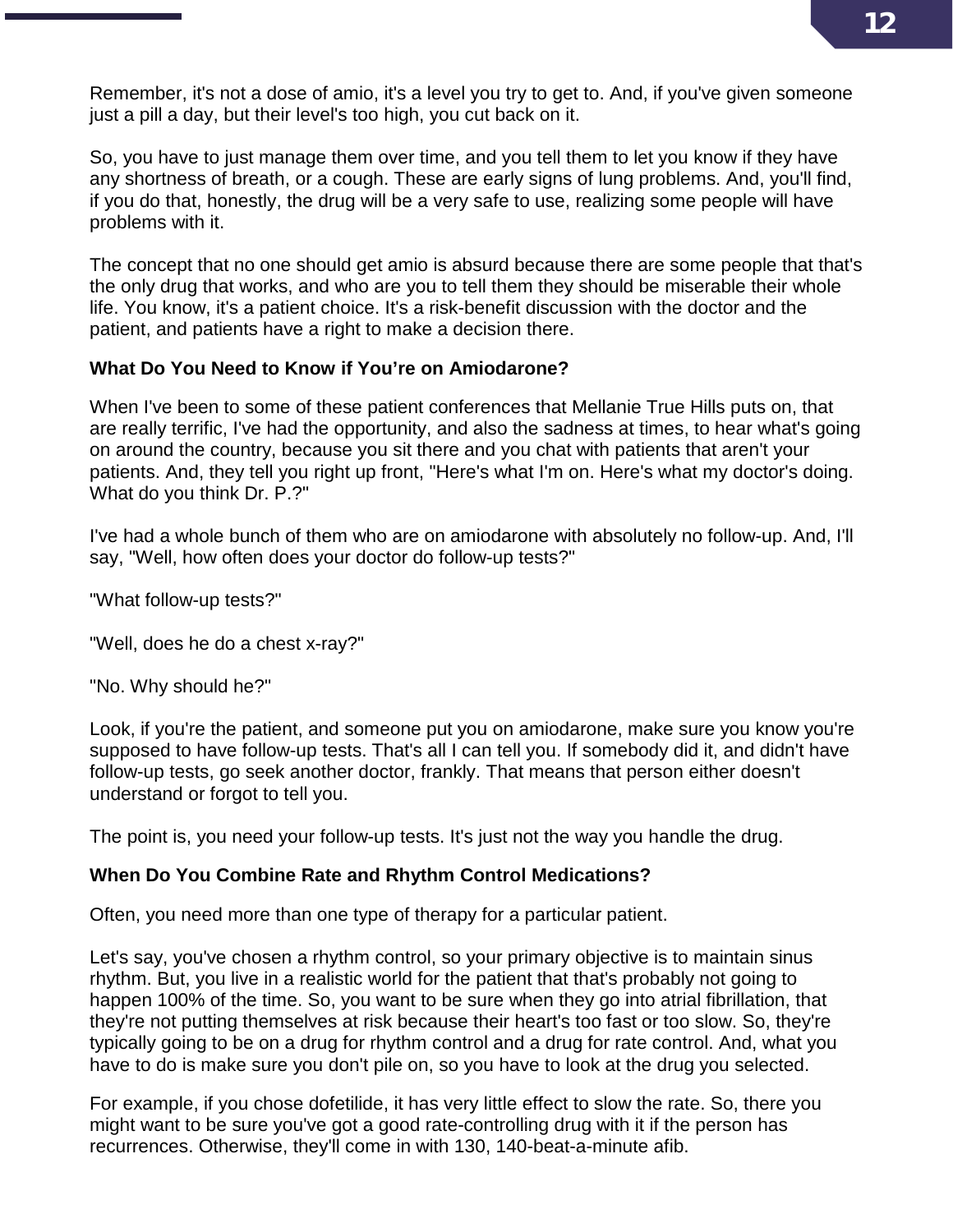Remember, it's not a dose of amio, it's a level you try to get to. And, if you've given someone just a pill a day, but their level's too high, you cut back on it.

So, you have to just manage them over time, and you tell them to let you know if they have any shortness of breath, or a cough. These are early signs of lung problems. And, you'll find, if you do that, honestly, the drug will be a very safe to use, realizing some people will have problems with it.

The concept that no one should get amio is absurd because there are some people that that's the only drug that works, and who are you to tell them they should be miserable their whole life. You know, it's a patient choice. It's a risk-benefit discussion with the doctor and the patient, and patients have a right to make a decision there.

**What Do You Need to Know if You're on Amiodarone?**

When I've been to some of these patient conferences that Mellanie True Hills puts on, that are really terrific, I've had the opportunity, and also the sadness at times, to hear what's going on around the country, because you sit there and you chat with patients that aren't your patients. And, they tell you right up front, "Here's what I'm on. Here's what my doctor's doing. What do you think Dr. P.?"

I've had a whole bunch of them who are on amiodarone with absolutely no follow-up. And, I'll say, "Well, how often does your doctor do follow-up tests?"

"What follow-up tests?"

"Well, does he do a chest x-ray?"

"No. Why should he?"

Look, if you're the patient, and someone put you on amiodarone, make sure you know you're supposed to have follow-up tests. That's all I can tell you. If somebody did it, and didn't have follow-up tests, go seek another doctor, frankly. That means that person either doesn't understand or forgot to tell you.

The point is, you need your follow-up tests. It's just not the way you handle the drug.

**When Do You Combine Rate and Rhythm Control Medications?**

Often, you need more than one type of therapy for a particular patient.

Let's say, you've chosen a rhythm control, so your primary objective is to maintain sinus rhythm. But, you live in a realistic world for the patient that that's probably not going to happen 100% of the time. So, you want to be sure when they go into atrial fibrillation, that they're not putting themselves at risk because their heart's too fast or too slow. So, they're typically going to be on a drug for rhythm control and a drug for rate control. And, what you have to do is make sure you don't pile on, so you have to look at the drug you selected.

For example, if you chose dofetilide, it has very little effect to slow the rate. So, there you might want to be sure you've got a good rate-controlling drug with it if the person has recurrences. Otherwise, they'll come in with 130, 140-beat-a-minute afib.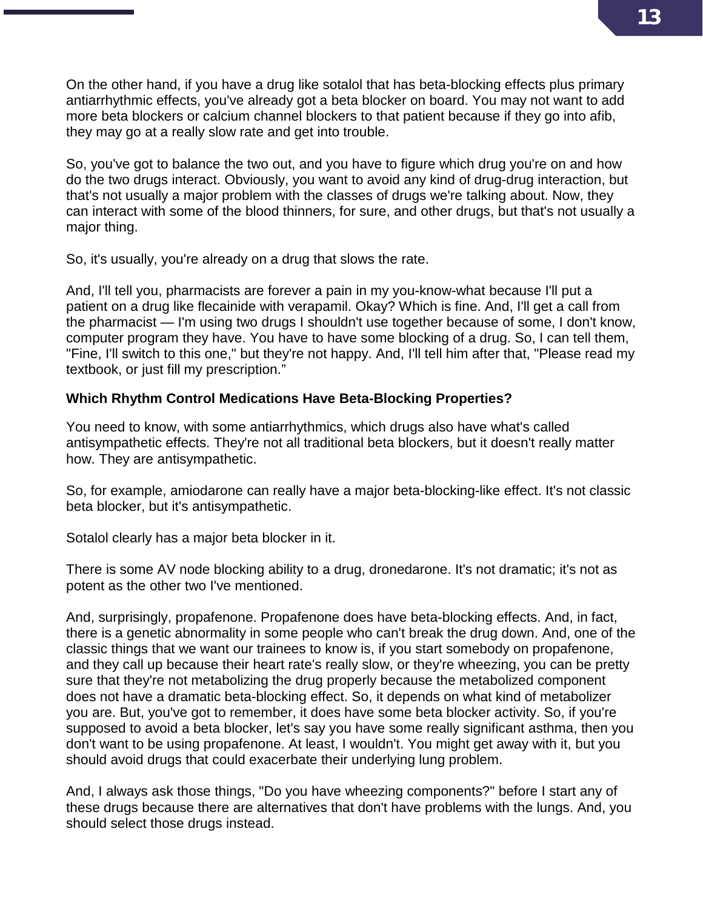On the other hand, if you have a drug like sotalol that has beta-blocking effects plus primary antiarrhythmic effects, you've already got a beta blocker on board. You may not want to add more beta blockers or calcium channel blockers to that patient because if they go into afib, they may go at a really slow rate and get into trouble.

So, you've got to balance the two out, and you have to figure which drug you're on and how do the two drugs interact. Obviously, you want to avoid any kind of drug-drug interaction, but that's not usually a major problem with the classes of drugs we're talking about. Now, they can interact with some of the blood thinners, for sure, and other drugs, but that's not usually a major thing.

So, it's usually, you're already on a drug that slows the rate.

And, I'll tell you, pharmacists are forever a pain in my you-know-what because I'll put a patient on a drug like flecainide with verapamil. Okay? Which is fine. And, I'll get a call from the pharmacist — I'm using two drugs I shouldn't use together because of some, I don't know, computer program they have. You have to have some blocking of a drug. So, I can tell them, "Fine, I'll switch to this one," but they're not happy. And, I'll tell him after that, "Please read my textbook, or just fill my prescription."

**Which Rhythm Control Medications Have Beta-Blocking Properties?**

You need to know, with some antiarrhythmics, which drugs also have what's called antisympathetic effects. They're not all traditional beta blockers, but it doesn't really matter how. They are antisympathetic.

So, for example, amiodarone can really have a major beta-blocking-like effect. It's not classic beta blocker, but it's antisympathetic.

Sotalol clearly has a major beta blocker in it.

There is some AV node blocking ability to a drug, dronedarone. It's not dramatic; it's not as potent as the other two I've mentioned.

And, surprisingly, propafenone. Propafenone does have beta-blocking effects. And, in fact, there is a genetic abnormality in some people who can't break the drug down. And, one of the classic things that we want our trainees to know is, if you start somebody on propafenone, and they call up because their heart rate's really slow, or they're wheezing, you can be pretty sure that they're not metabolizing the drug properly because the metabolized component does not have a dramatic beta-blocking effect. So, it depends on what kind of metabolizer you are. But, you've got to remember, it does have some beta blocker activity. So, if you're supposed to avoid a beta blocker, let's say you have some really significant asthma, then you don't want to be using propafenone. At least, I wouldn't. You might get away with it, but you should avoid drugs that could exacerbate their underlying lung problem.

And, I always ask those things, "Do you have wheezing components?" before I start any of these drugs because there are alternatives that don't have problems with the lungs. And, you should select those drugs instead.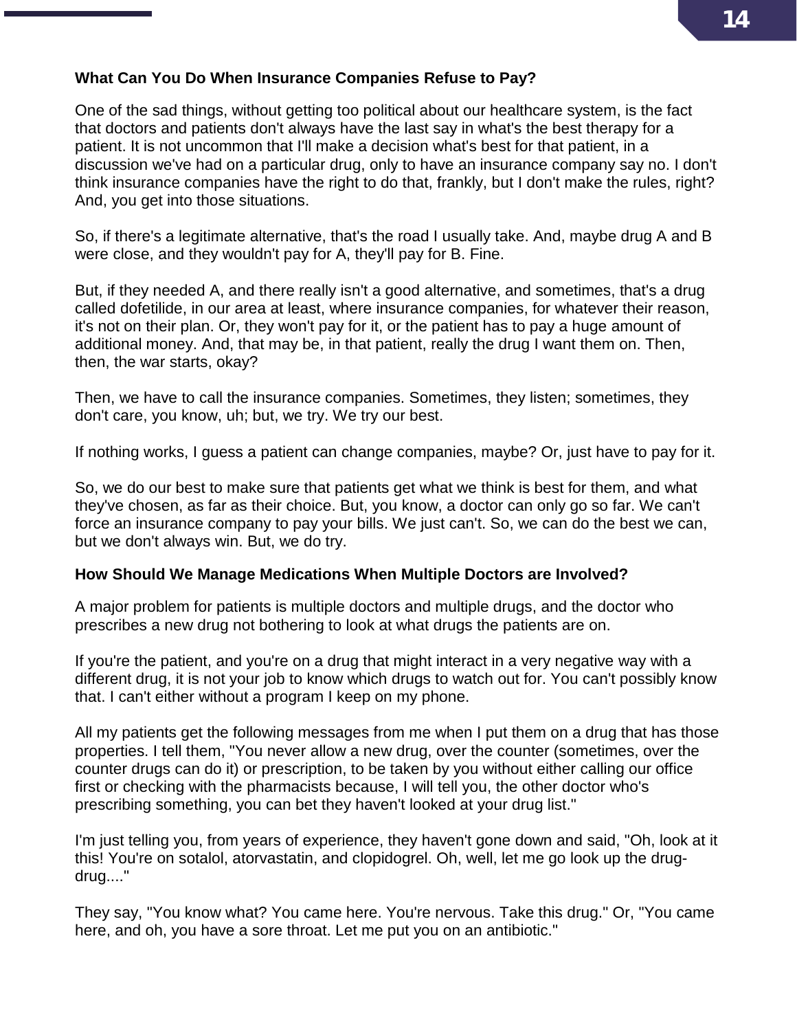### What Can You Do When Insurance Companies Refuse to Pay?

One of the sad things, without getting too political about our healthcare system, is the fact that doctors and patients don't always have the last say in what's the best therapy for a patient. It is not uncommon that I'll make a decision what's best for that patient, in a discussion we've had on a particular drug, only to have an insurance company say no. I don't think insurance companies have the right to do that, frankly, but I don't make the rules, right? And, you get into those situations.

So, if there's a legitimate alternative, that's the road I usually take. And, maybe drug A and B were close, and they wouldn't pay for A, they'll pay for B. Fine.

But, if they needed A, and there really isn't a good alternative, and sometimes, that's a drug called dofetilide, in our area at least, where insurance companies, for whatever their reason, it's not on their plan. Or, they won't pay for it, or the patient has to pay a huge amount of additional money. And, that may be, in that patient, really the drug I want them on. Then, then, the war starts, okay?

Then, we have to call the insurance companies. Sometimes, they listen; sometimes, they don't care, you know, uh; but, we try. We try our best.

If nothing works, I guess a patient can change companies, maybe? Or, just have to pay for it.

So, we do our best to make sure that patients get what we think is best for them, and what they've chosen, as far as their choice. But, you know, a doctor can only go so far. We can't force an insurance company to pay your bills. We just can't. So, we can do the best we can, but we don't always win. But, we do try.

### How Should We Manage Medications When Multiple Doctors are Involved?

A major problem for patients is multiple doctors and multiple drugs, and the doctor who prescribes a new drug not bothering to look at what drugs the patients are on.

If you're the patient, and you're on a drug that might interact in a very negative way with a different drug, it is not your job to know which drugs to watch out for. You can't possibly know that. I can't either without a program I keep on my phone.

All my patients get the following messages from me when I put them on a drug that has those properties. I tell them, "You never allow a new drug, over the counter (sometimes, over the counter drugs can do it) or prescription, to be taken by you without either calling our office first or checking with the pharmacists because, I will tell you, the other doctor who's prescribing something, you can bet they haven't looked at your drug list."

I'm just telling you, from years of experience, they haven't gone down and said, "Oh, look at it this! You're on sotalol, atorvastatin, and clopidogrel. Oh, well, let me go look up the drug-drug...."

They say, "You know what? You came here. You're nervous. Take this drug." Or, "You came here, and oh, you have a sore throat. Let me put you on an antibiotic."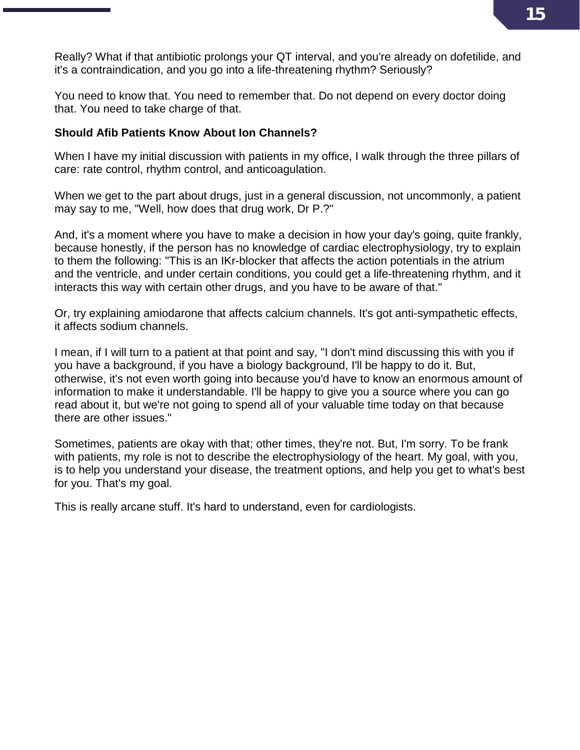Really? What if that antibiotic prolongs your QT interval, and you're already on dofetilide, and it's a contraindication, and you go into a life-threatening rhythm? Seriously?

You need to know that. You need to remember that. Do not depend on every doctor doing that. You need to take charge of that.

**Should Afib Patients Know About Ion Channels?**

When I have my initial discussion with patients in my office, I walk through the three pillars of care: rate control, rhythm control, and anticoagulation.

When we get to the part about drugs, just in a general discussion, not uncommonly, a patient may say to me, "Well, how does that drug work, Dr P.?"

And, it's a moment where you have to make a decision in how your day's going, quite frankly, because honestly, if the person has no knowledge of cardiac electrophysiology, try to explain to them the following: "This is an IKr-blocker that affects the action potentials in the atrium and the ventricle, and under certain conditions, you could get a life-threatening rhythm, and it interacts this way with certain other drugs, and you have to be aware of that."

Or, try explaining amiodarone that affects calcium channels. It's got anti-sympathetic effects, it affects sodium channels.

I mean, if I will turn to a patient at that point and say, "I don't mind discussing this with you if you have a background, if you have a biology background, I'll be happy to do it. But, otherwise, it's not even worth going into because you'd have to know an enormous amount of information to make it understandable. I'll be happy to give you a source where you can go read about it, but we're not going to spend all of your valuable time today on that because there are other issues."

Sometimes, patients are okay with that; other times, they're not. But, I'm sorry. To be frank with patients, my role is not to describe the electrophysiology of the heart. My goal, with you, is to help you understand your disease, the treatment options, and help you get to what's best for you. That's my goal.

This is really arcane stuff. It's hard to understand, even for cardiologists.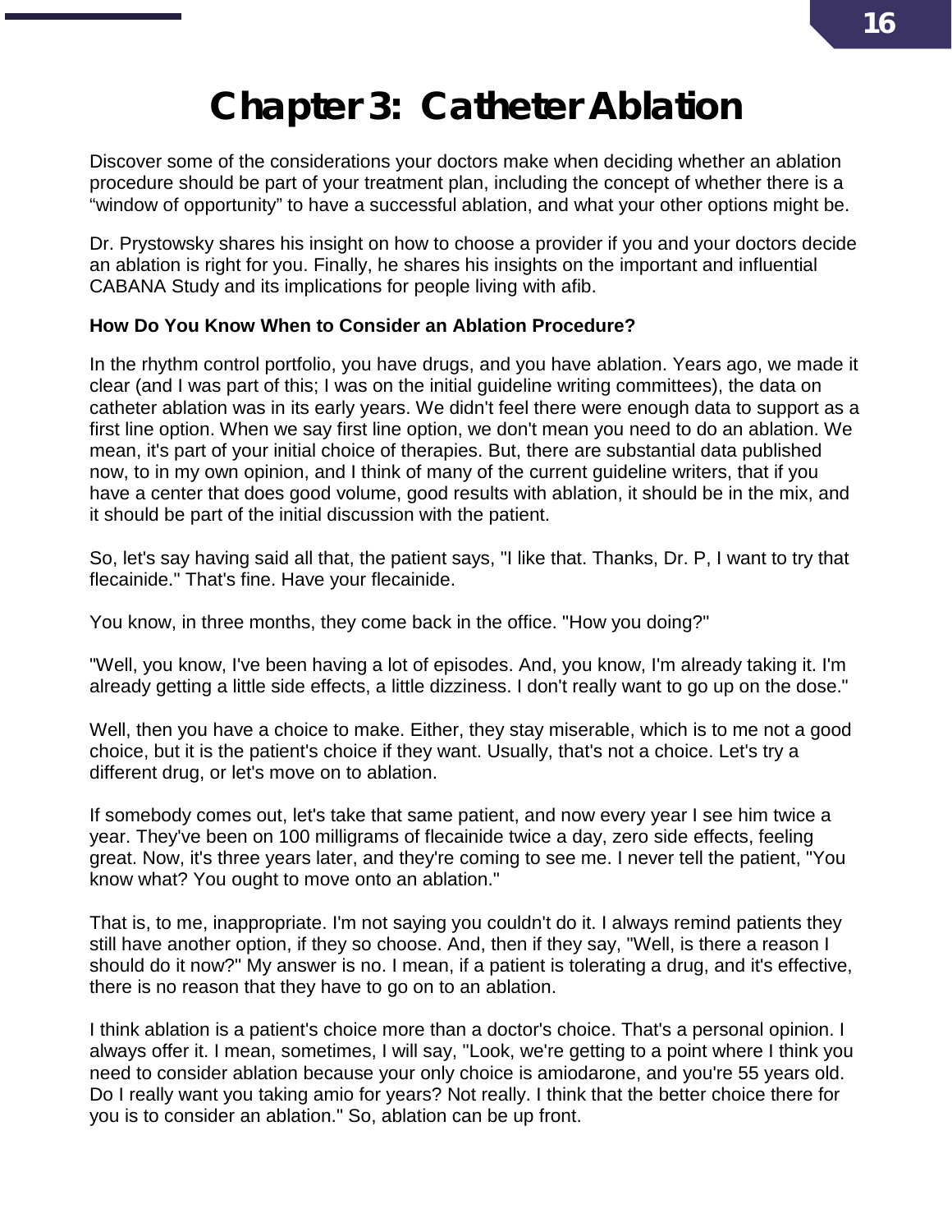# Chapter 3: Catheter Ablation

Discover some of the considerations your doctors make when deciding whether an ablation procedure should be part of your treatment plan, including the concept of whether there is a "window of opportunity" to have a successful ablation, and what your other options might be.

Dr. Prystowsky shares his insight on how to choose a provider if you and your doctors decide an ablation is right for you. Finally, he shares his insights on the important and influential CABANA Study and its implications for people living with afib.

**How Do You Know When to Consider an Ablation Procedure?**

In the rhythm control portfolio, you have drugs, and you have ablation. Years ago, we made it clear (and I was part of this; I was on the initial guideline writing committees), the data on catheter ablation was in its early years. We didn't feel there were enough data to support as a first line option. When we say first line option, we don't mean you need to do an ablation. We mean, it's part of your initial choice of therapies. But, there are substantial data published now, to in my own opinion, and I think of many of the current guideline writers, that if you have a center that does good volume, good results with ablation, it should be in the mix, and it should be part of the initial discussion with the patient.

So, let's say having said all that, the patient says, "I like that. Thanks, Dr. P, I want to try that flecainide." That's fine. Have your flecainide.

You know, in three months, they come back in the office. "How you doing?"

"Well, you know, I've been having a lot of episodes. And, you know, I'm already taking it. I'm already getting a little side effects, a little dizziness. I don't really want to go up on the dose."

Well, then you have a choice to make. Either, they stay miserable, which is to me not a good choice, but it is the patient's choice if they want. Usually, that's not a choice. Let's try a different drug, or let's move on to ablation.

If somebody comes out, let's take that same patient, and now every year I see him twice a year. They've been on 100 milligrams of flecainide twice a day, zero side effects, feeling great. Now, it's three years later, and they're coming to see me. I never tell the patient, "You know what? You ought to move onto an ablation."

That is, to me, inappropriate. I'm not saying you couldn't do it. I always remind patients they still have another option, if they so choose. And, then if they say, "Well, is there a reason I should do it now?" My answer is no. I mean, if a patient is tolerating a drug, and it's effective, there is no reason that they have to go on to an ablation.

I think ablation is a patient's choice more than a doctor's choice. That's a personal opinion. I always offer it. I mean, sometimes, I will say, "Look, we're getting to a point where I think you need to consider ablation because your only choice is amiodarone, and you're 55 years old. Do I really want you taking amio for years? Not really. I think that the better choice there for you is to consider an ablation." So, ablation can be up front.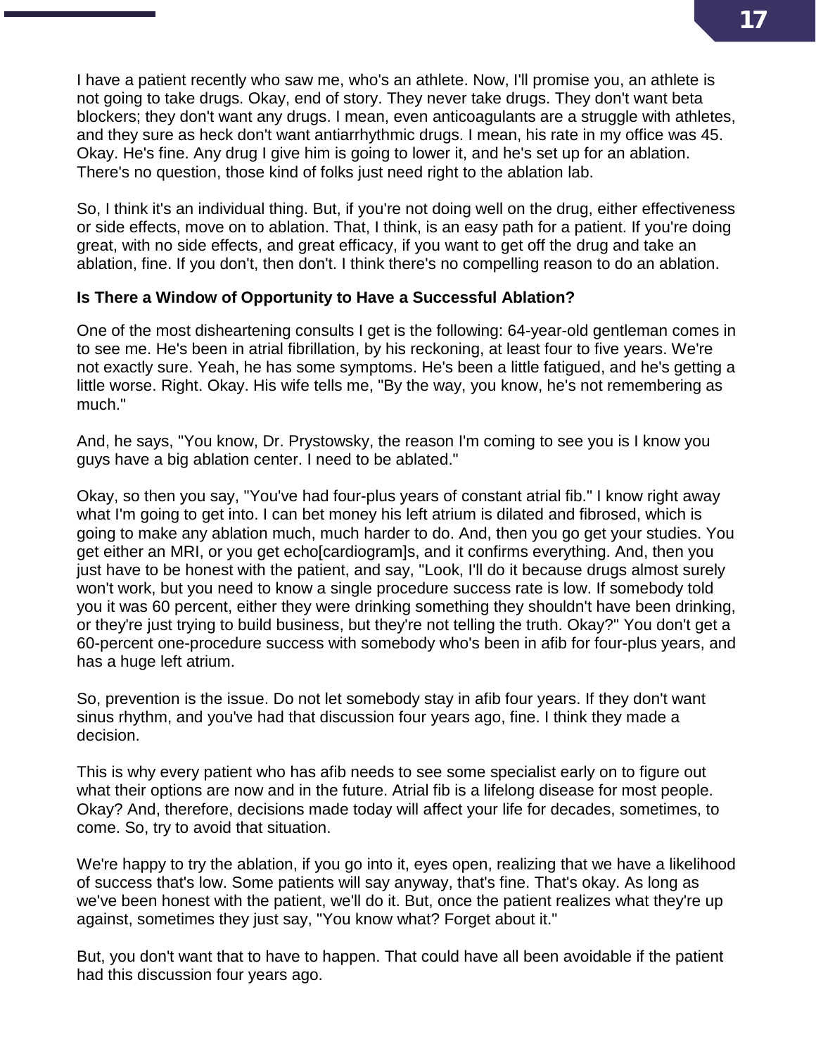I have a patient recently who saw me, who's an athlete. Now, I'll promise you, an athlete is not going to take drugs. Okay, end of story. They never take drugs. They don't want beta blockers; they don't want any drugs. I mean, even anticoagulants are a struggle with athletes, and they sure as heck don't want antiarrhythmic drugs. I mean, his rate in my office was 45. Okay. He's fine. Any drug I give him is going to lower it, and he's set up for an ablation. There's no question, those kind of folks just need right to the ablation lab.

So, I think it's an individual thing. But, if you're not doing well on the drug, either effectiveness or side effects, move on to ablation. That, I think, is an easy path for a patient. If you're doing great, with no side effects, and great efficacy, if you want to get off the drug and take an ablation, fine. If you don't, then don't. I think there's no compelling reason to do an ablation.

**Is There a Window of Opportunity to Have a Successful Ablation?**

One of the most disheartening consults I get is the following: 64-year-old gentleman comes in to see me. He's been in atrial fibrillation, by his reckoning, at least four to five years. We're not exactly sure. Yeah, he has some symptoms. He's been a little fatigued, and he's getting a little worse. Right. Okay. His wife tells me, "By the way, you know, he's not remembering as much."

And, he says, "You know, Dr. Prystowsky, the reason I'm coming to see you is I know you guys have a big ablation center. I need to be ablated."

Okay, so then you say, "You've had four-plus years of constant atrial fib." I know right away what I'm going to get into. I can bet money his left atrium is dilated and fibrosed, which is going to make any ablation much, much harder to do. And, then you go get your studies. You get either an MRI, or you get echo[cardiogram]s, and it confirms everything. And, then you just have to be honest with the patient, and say, "Look, I'll do it because drugs almost surely won't work, but you need to know a single procedure success rate is low. If somebody told you it was 60 percent, either they were drinking something they shouldn't have been drinking, or they're just trying to build business, but they're not telling the truth. Okay?" You don't get a 60-percent one-procedure success with somebody who's been in afib for four-plus years, and has a huge left atrium.

So, prevention is the issue. Do not let somebody stay in afib four years. If they don't want sinus rhythm, and you've had that discussion four years ago, fine. I think they made a decision.

This is why every patient who has afib needs to see some specialist early on to figure out what their options are now and in the future. Atrial fib is a lifelong disease for most people. Okay? And, therefore, decisions made today will affect your life for decades, sometimes, to come. So, try to avoid that situation.

We're happy to try the ablation, if you go into it, eyes open, realizing that we have a likelihood of success that's low. Some patients will say anyway, that's fine. That's okay. As long as we've been honest with the patient, we'll do it. But, once the patient realizes what they're up against, sometimes they just say, "You know what? Forget about it."

But, you don't want that to have to happen. That could have all been avoidable if the patient had this discussion four years ago.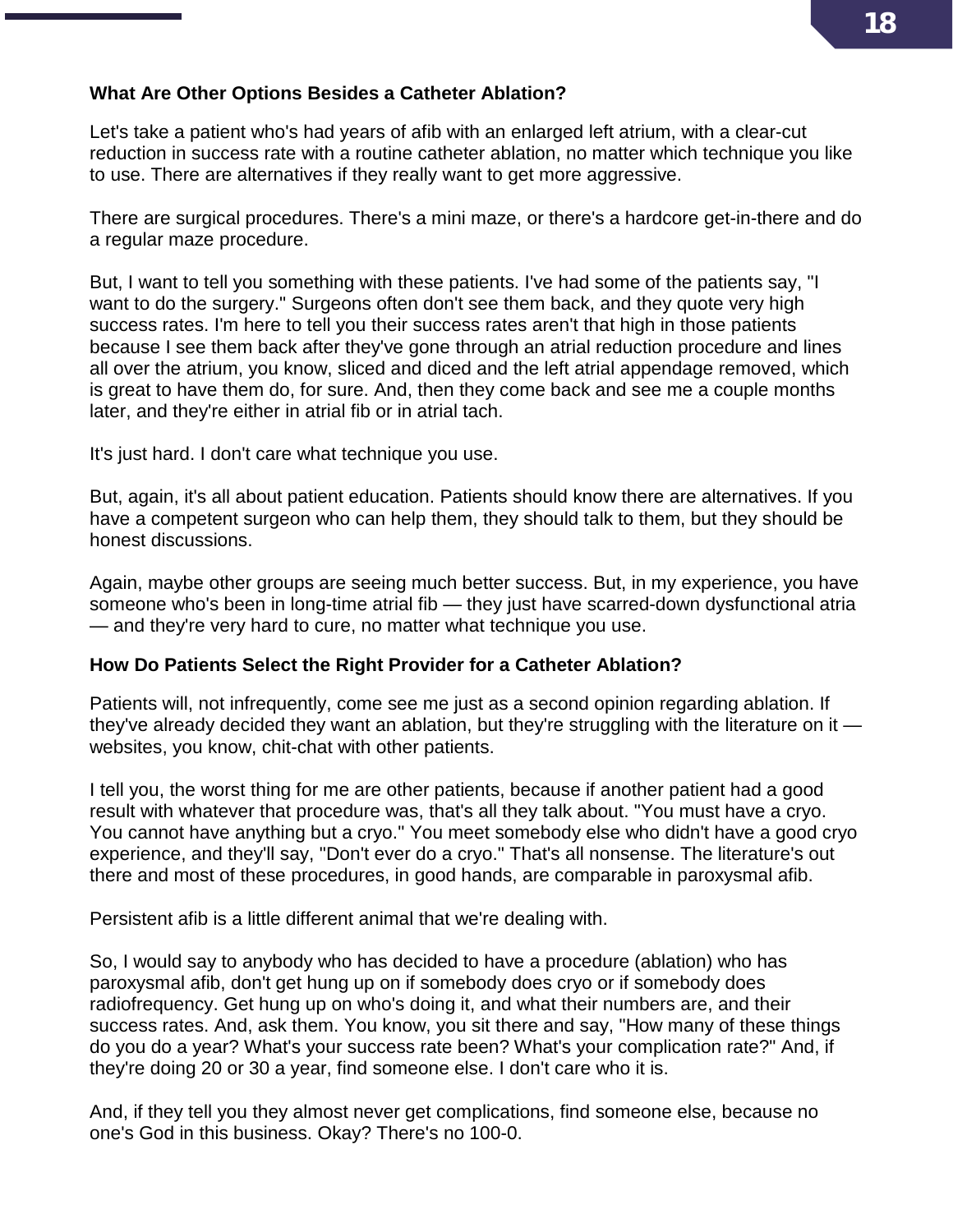**What Are Other Options Besides a Catheter Ablation?**

Let's take a patient who's had years of afib with an enlarged left atrium, with a clear-cut reduction in success rate with a routine catheter ablation, no matter which technique you like to use. There are alternatives if they really want to get more aggressive.

There are surgical procedures. There's a mini maze, or there's a hardcore get-in-there and do a regular maze procedure.

But, I want to tell you something with these patients. I've had some of the patients say, "I want to do the surgery." Surgeons often don't see them back, and they quote very high success rates. I'm here to tell you their success rates aren't that high in those patients because I see them back after they've gone through an atrial reduction procedure and lines all over the atrium, you know, sliced and diced and the left atrial appendage removed, which is great to have them do, for sure. And, then they come back and see me a couple months later, and they're either in atrial fib or in atrial tach.

It's just hard. I don't care what technique you use.

But, again, it's all about patient education. Patients should know there are alternatives. If you have a competent surgeon who can help them, they should talk to them, but they should be honest discussions.

Again, maybe other groups are seeing much better success. But, in my experience, you have someone who's been in long-time atrial fib — they just have scarred-down dysfunctional atria — and they're very hard to cure, no matter what technique you use.

**How Do Patients Select the Right Provider for a Catheter Ablation?**

Patients will, not infrequently, come see me just as a second opinion regarding ablation. If they've already decided they want an ablation, but they're struggling with the literature on it — websites, you know, chit-chat with other patients.

I tell you, the worst thing for me are other patients, because if another patient had a good result with whatever that procedure was, that's all they talk about. "You must have a cryo. You cannot have anything but a cryo." You meet somebody else who didn't have a good cryo experience, and they'll say, "Don't ever do a cryo." That's all nonsense. The literature's out there and most of these procedures, in good hands, are comparable in paroxysmal afib.

Persistent afib is a little different animal that we're dealing with.

So, I would say to anybody who has decided to have a procedure (ablation) who has paroxysmal afib, don't get hung up on if somebody does cryo or if somebody does radiofrequency. Get hung up on who's doing it, and what their numbers are, and their success rates. And, ask them. You know, you sit there and say, "How many of these things do you do a year? What's your success rate been? What's your complication rate?" And, if they're doing 20 or 30 a year, find someone else. I don't care who it is.

And, if they tell you they almost never get complications, find someone else, because no one's God in this business. Okay? There's no 100-0.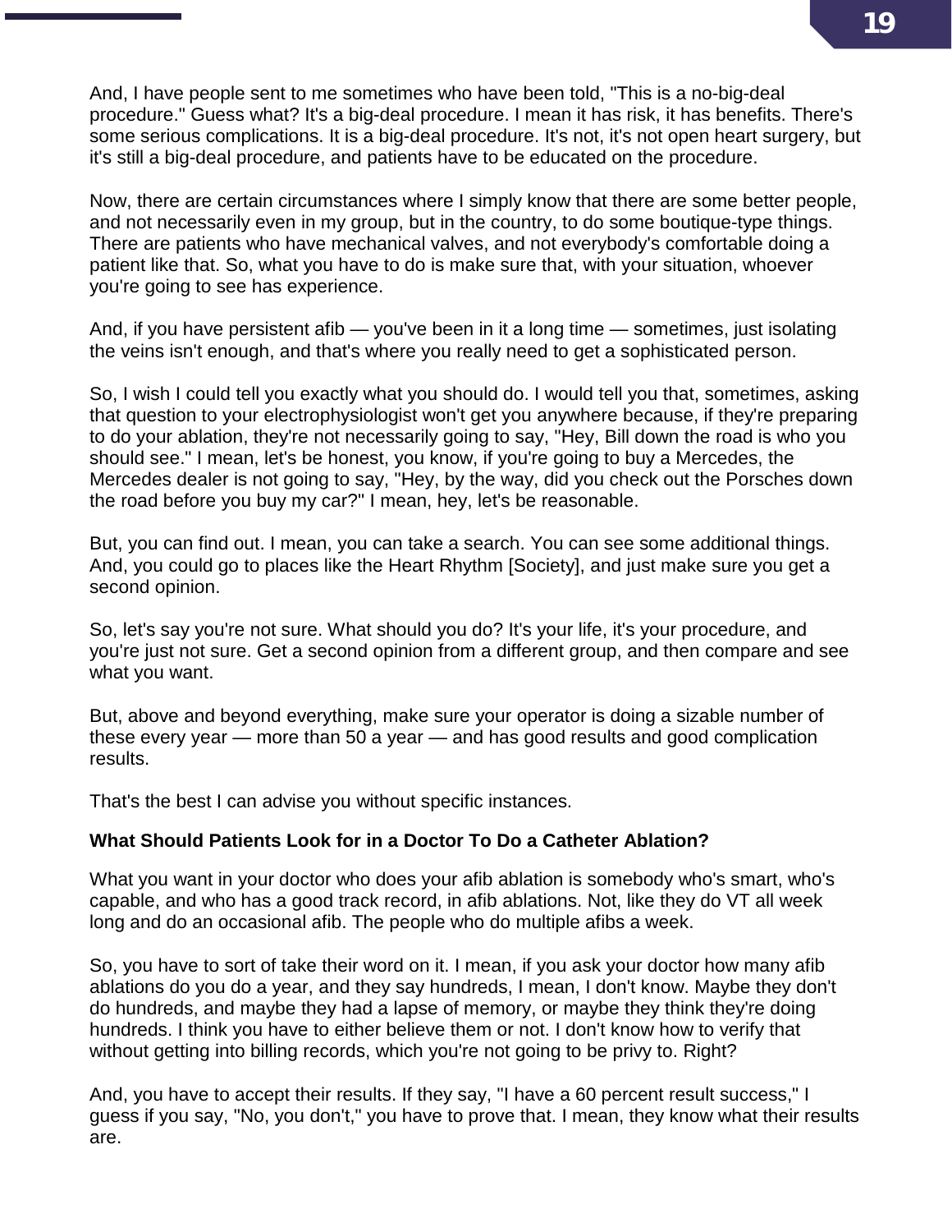And, I have people sent to me sometimes who have been told, "This is a no-big-deal procedure." Guess what? It's a big-deal procedure. I mean it has risk, it has benefits. There's some serious complications. It is a big-deal procedure. It's not, it's not open heart surgery, but it's still a big-deal procedure, and patients have to be educated on the procedure.

Now, there are certain circumstances where I simply know that there are some better people, and not necessarily even in my group, but in the country, to do some boutique-type things. There are patients who have mechanical valves, and not everybody's comfortable doing a patient like that. So, what you have to do is make sure that, with your situation, whoever you're going to see has experience.

And, if you have persistent afib — you've been in it a long time — sometimes, just isolating the veins isn't enough, and that's where you really need to get a sophisticated person.

So, I wish I could tell you exactly what you should do. I would tell you that, sometimes, asking that question to your electrophysiologist won't get you anywhere because, if they're preparing to do your ablation, they're not necessarily going to say, "Hey, Bill down the road is who you should see." I mean, let's be honest, you know, if you're going to buy a Mercedes, the Mercedes dealer is not going to say, "Hey, by the way, did you check out the Porsches down the road before you buy my car?" I mean, hey, let's be reasonable.

But, you can find out. I mean, you can take a search. You can see some additional things. And, you could go to places like the Heart Rhythm [Society], and just make sure you get a second opinion.

So, let's say you're not sure. What should you do? It's your life, it's your procedure, and you're just not sure. Get a second opinion from a different group, and then compare and see what you want.

But, above and beyond everything, make sure your operator is doing a sizable number of these every year — more than 50 a year — and has good results and good complication results.

That's the best I can advise you without specific instances.

**What Should Patients Look for in a Doctor To Do a Catheter Ablation?**

What you want in your doctor who does your afib ablation is somebody who's smart, who's capable, and who has a good track record, in afib ablations. Not, like they do VT all week long and do an occasional afib. The people who do multiple afibs a week.

So, you have to sort of take their word on it. I mean, if you ask your doctor how many afib ablations do you do a year, and they say hundreds, I mean, I don't know. Maybe they don't do hundreds, and maybe they had a lapse of memory, or maybe they think they're doing hundreds. I think you have to either believe them or not. I don't know how to verify that without getting into billing records, which you're not going to be privy to. Right?

And, you have to accept their results. If they say, "I have a 60 percent result success," I guess if you say, "No, you don't," you have to prove that. I mean, they know what their results are.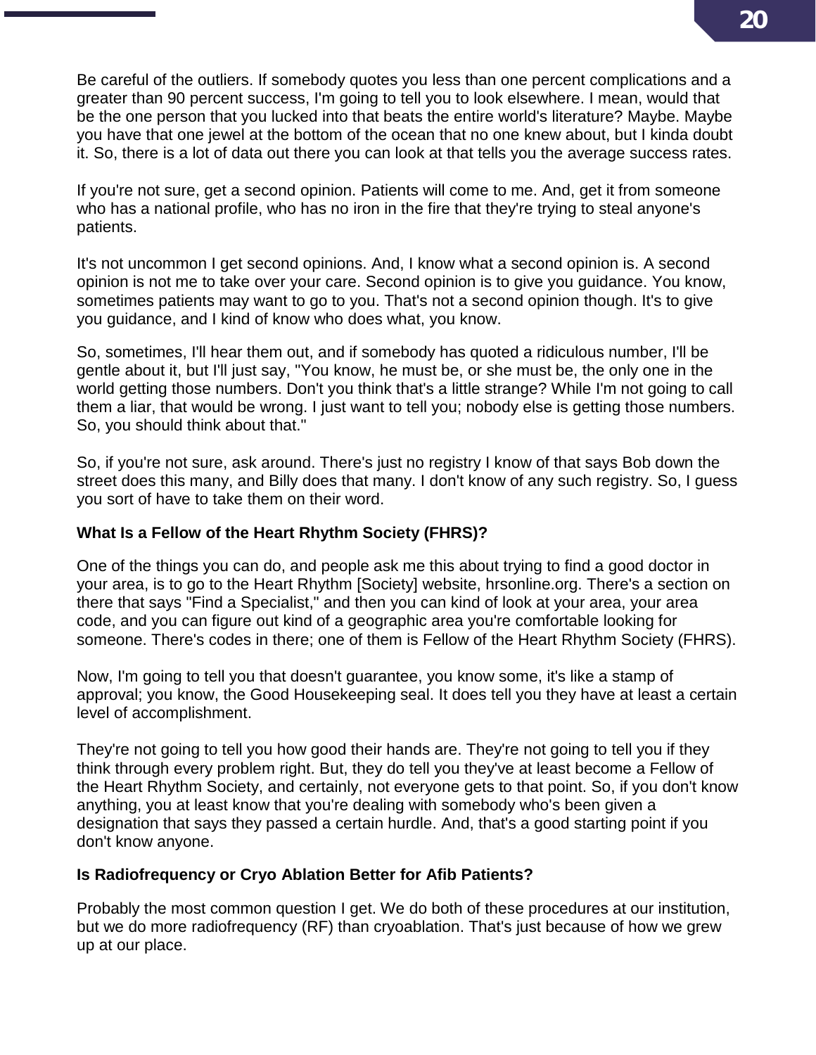Be careful of the outliers. If somebody quotes you less than one percent complications and a greater than 90 percent success, I'm going to tell you to look elsewhere. I mean, would that be the one person that you lucked into that beats the entire world's literature? Maybe. Maybe you have that one jewel at the bottom of the ocean that no one knew about, but I kinda doubt it. So, there is a lot of data out there you can look at that tells you the average success rates.

If you're not sure, get a second opinion. Patients will come to me. And, get it from someone who has a national profile, who has no iron in the fire that they're trying to steal anyone's patients.

It's not uncommon I get second opinions. And, I know what a second opinion is. A second opinion is not me to take over your care. Second opinion is to give you guidance. You know, sometimes patients may want to go to you. That's not a second opinion though. It's to give you guidance, and I kind of know who does what, you know.

So, sometimes, I'll hear them out, and if somebody has quoted a ridiculous number, I'll be gentle about it, but I'll just say, "You know, he must be, or she must be, the only one in the world getting those numbers. Don't you think that's a little strange? While I'm not going to call them a liar, that would be wrong. I just want to tell you; nobody else is getting those numbers. So, you should think about that."

So, if you're not sure, ask around. There's just no registry I know of that says Bob down the street does this many, and Billy does that many. I don't know of any such registry. So, I guess you sort of have to take them on their word.

### What Is a Fellow of the Heart Rhythm Society (FHRS)?

One of the things you can do, and people ask me this about trying to find a good doctor in your area, is to go to the Heart Rhythm [Society] website, hrsonline.org. There's a section on there that says "Find a Specialist," and then you can kind of look at your area, your area code, and you can figure out kind of a geographic area you're comfortable looking for someone. There's codes in there; one of them is Fellow of the Heart Rhythm Society (FHRS).

Now, I'm going to tell you that doesn't guarantee, you know some, it's like a stamp of approval; you know, the Good Housekeeping seal. It does tell you they have at least a certain level of accomplishment.

They're not going to tell you how good their hands are. They're not going to tell you if they think through every problem right. But, they do tell you they've at least become a Fellow of the Heart Rhythm Society, and certainly, not everyone gets to that point. So, if you don't know anything, you at least know that you're dealing with somebody who's been given a designation that says they passed a certain hurdle. And, that's a good starting point if you don't know anyone.

### Is Radiofrequency or Cryo Ablation Better for Afib Patients?

Probably the most common question I get. We do both of these procedures at our institution, but we do more radiofrequency (RF) than cryoablation. That's just because of how we grew up at our place.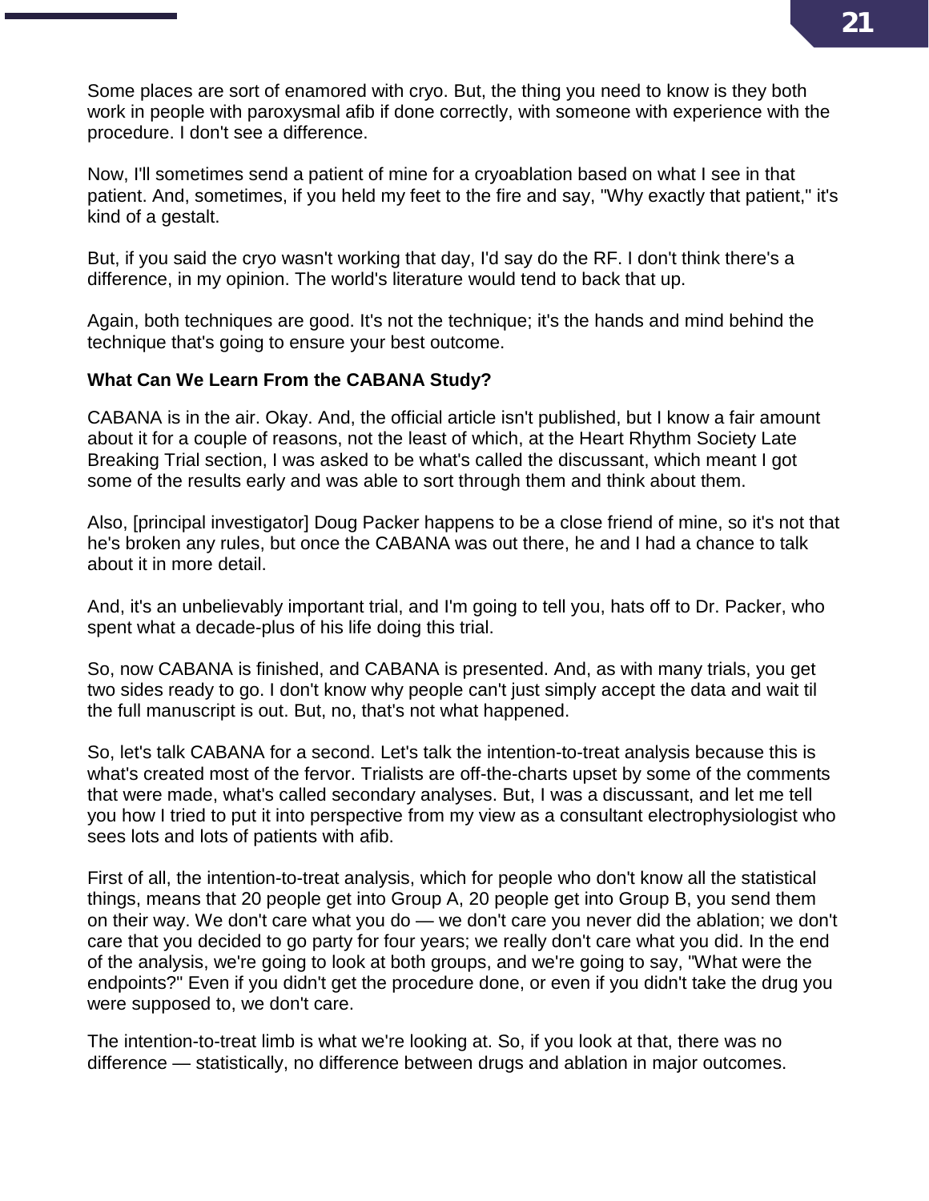Some places are sort of enamored with cryo. But, the thing you need to know is they both work in people with paroxysmal afib if done correctly, with someone with experience with the procedure. I don't see a difference.

Now, I'll sometimes send a patient of mine for a cryoablation based on what I see in that patient. And, sometimes, if you held my feet to the fire and say, "Why exactly that patient," it's kind of a gestalt.

But, if you said the cryo wasn't working that day, I'd say do the RF. I don't think there's a difference, in my opinion. The world's literature would tend to back that up.

Again, both techniques are good. It's not the technique; it's the hands and mind behind the technique that's going to ensure your best outcome.

### What Can We Learn From the CABANA Study?

CABANA is in the air. Okay. And, the official article isn't published, but I know a fair amount about it for a couple of reasons, not the least of which, at the Heart Rhythm Society Late Breaking Trial section, I was asked to be what's called the discussant, which meant I got some of the results early and was able to sort through them and think about them.

Also, [principal investigator] Doug Packer happens to be a close friend of mine, so it's not that he's broken any rules, but once the CABANA was out there, he and I had a chance to talk about it in more detail.

And, it's an unbelievably important trial, and I'm going to tell you, hats off to Dr. Packer, who spent what a decade-plus of his life doing this trial.

So, now CABANA is finished, and CABANA is presented. And, as with many trials, you get two sides ready to go. I don't know why people can't just simply accept the data and wait til the full manuscript is out. But, no, that's not what happened.

So, let's talk CABANA for a second. Let's talk the intention-to-treat analysis because this is what's created most of the fervor. Trialists are off-the-charts upset by some of the comments that were made, what's called secondary analyses. But, I was a discussant, and let me tell you how I tried to put it into perspective from my view as a consultant electrophysiologist who sees lots and lots of patients with afib.

First of all, the intention-to-treat analysis, which for people who don't know all the statistical things, means that 20 people get into Group A, 20 people get into Group B, you send them on their way. We don't care what you do — we don't care you never did the ablation; we don't care that you decided to go party for four years; we really don't care what you did. In the end of the analysis, we're going to look at both groups, and we're going to say, "What were the endpoints?" Even if you didn't get the procedure done, or even if you didn't take the drug you were supposed to, we don't care.

The intention-to-treat limb is what we're looking at. So, if you look at that, there was no difference — statistically, no difference between drugs and ablation in major outcomes.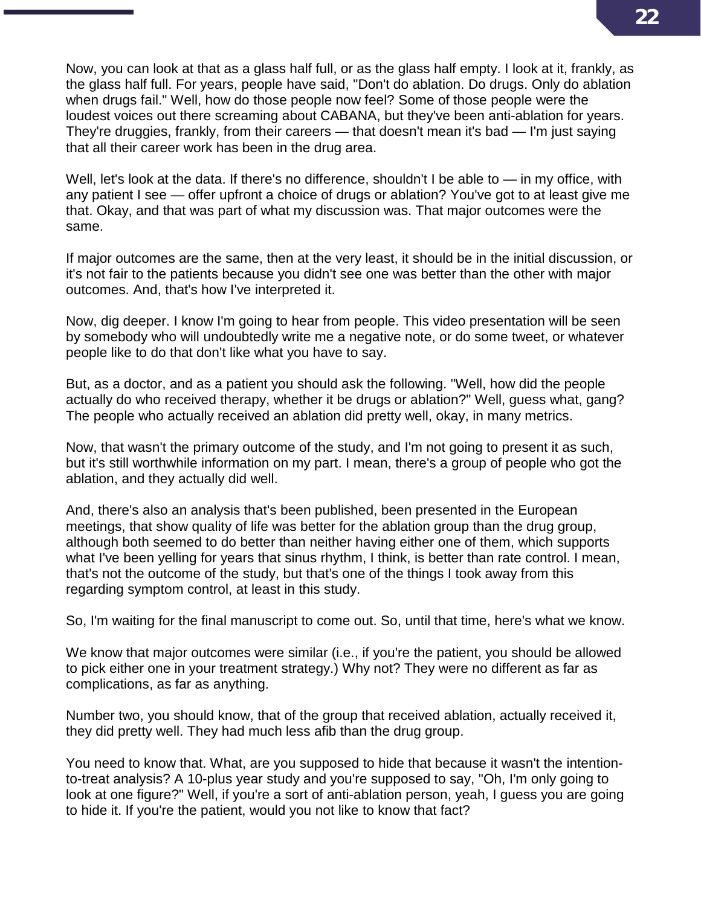Now, you can look at that as a glass half full, or as the glass half empty. I look at it, frankly, as the glass half full. For years, people have said, "Don't do ablation. Do drugs. Only do ablation when drugs fail." Well, how do those people now feel? Some of those people were the loudest voices out there screaming about CABANA, but they've been anti-ablation for years. They're druggies, frankly, from their careers — that doesn't mean it's bad — I'm just saying that all their career work has been in the drug area.

Well, let's look at the data. If there's no difference, shouldn't I be able to — in my office, with any patient I see — offer upfront a choice of drugs or ablation? You've got to at least give me that. Okay, and that was part of what my discussion was. That major outcomes were the same.

If major outcomes are the same, then at the very least, it should be in the initial discussion, or it's not fair to the patients because you didn't see one was better than the other with major outcomes. And, that's how I've interpreted it.

Now, dig deeper. I know I'm going to hear from people. This video presentation will be seen by somebody who will undoubtedly write me a negative note, or do some tweet, or whatever people like to do that don't like what you have to say.

But, as a doctor, and as a patient you should ask the following. "Well, how did the people actually do who received therapy, whether it be drugs or ablation?" Well, guess what, gang? The people who actually received an ablation did pretty well, okay, in many metrics.

Now, that wasn't the primary outcome of the study, and I'm not going to present it as such, but it's still worthwhile information on my part. I mean, there's a group of people who got the ablation, and they actually did well.

And, there's also an analysis that's been published, been presented in the European meetings, that show quality of life was better for the ablation group than the drug group, although both seemed to do better than neither having either one of them, which supports what I've been yelling for years that sinus rhythm, I think, is better than rate control. I mean, that's not the outcome of the study, but that's one of the things I took away from this regarding symptom control, at least in this study.

So, I'm waiting for the final manuscript to come out. So, until that time, here's what we know.

We know that major outcomes were similar (i.e., if you're the patient, you should be allowed to pick either one in your treatment strategy.) Why not? They were no different as far as complications, as far as anything.

Number two, you should know, that of the group that received ablation, actually received it, they did pretty well. They had much less afib than the drug group.

You need to know that. What, are you supposed to hide that because it wasn't the intention-to-treat analysis? A 10-plus year study and you're supposed to say, "Oh, I'm only going to look at one figure?" Well, if you're a sort of anti-ablation person, yeah, I guess you are going to hide it. If you're the patient, would you not like to know that fact?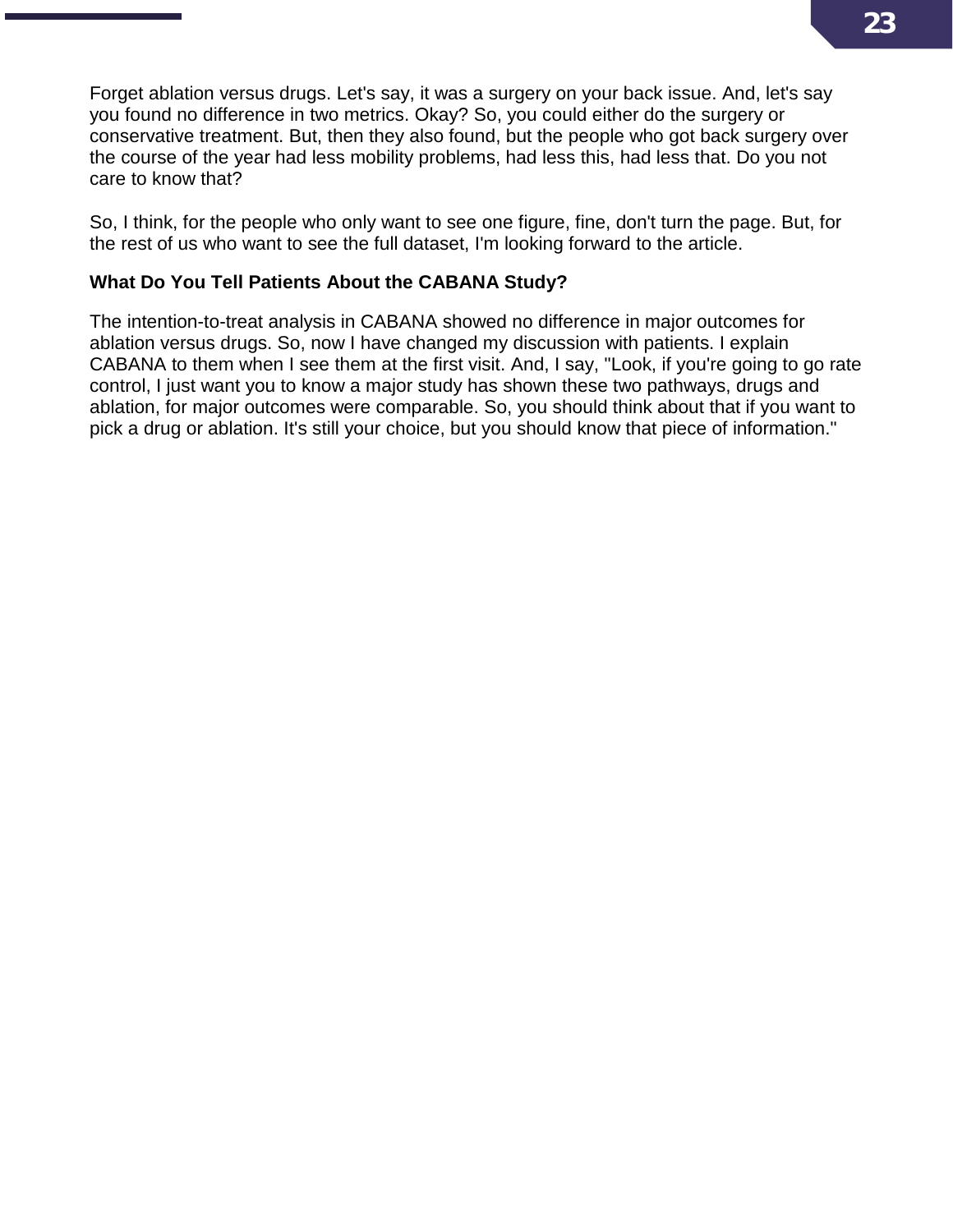Forget ablation versus drugs. Let's say, it was a surgery on your back issue. And, let's say you found no difference in two metrics. Okay? So, you could either do the surgery or conservative treatment. But, then they also found, but the people who got back surgery over the course of the year had less mobility problems, had less this, had less that. Do you not care to know that?

So, I think, for the people who only want to see one figure, fine, don't turn the page. But, for the rest of us who want to see the full dataset, I'm looking forward to the article.

### What Do You Tell Patients About the CABANA Study?

The intention-to-treat analysis in CABANA showed no difference in major outcomes for ablation versus drugs. So, now I have changed my discussion with patients. I explain CABANA to them when I see them at the first visit. And, I say, "Look, if you're going to go rate control, I just want you to know a major study has shown these two pathways, drugs and ablation, for major outcomes were comparable. So, you should think about that if you want to pick a drug or ablation. It's still your choice, but you should know that piece of information."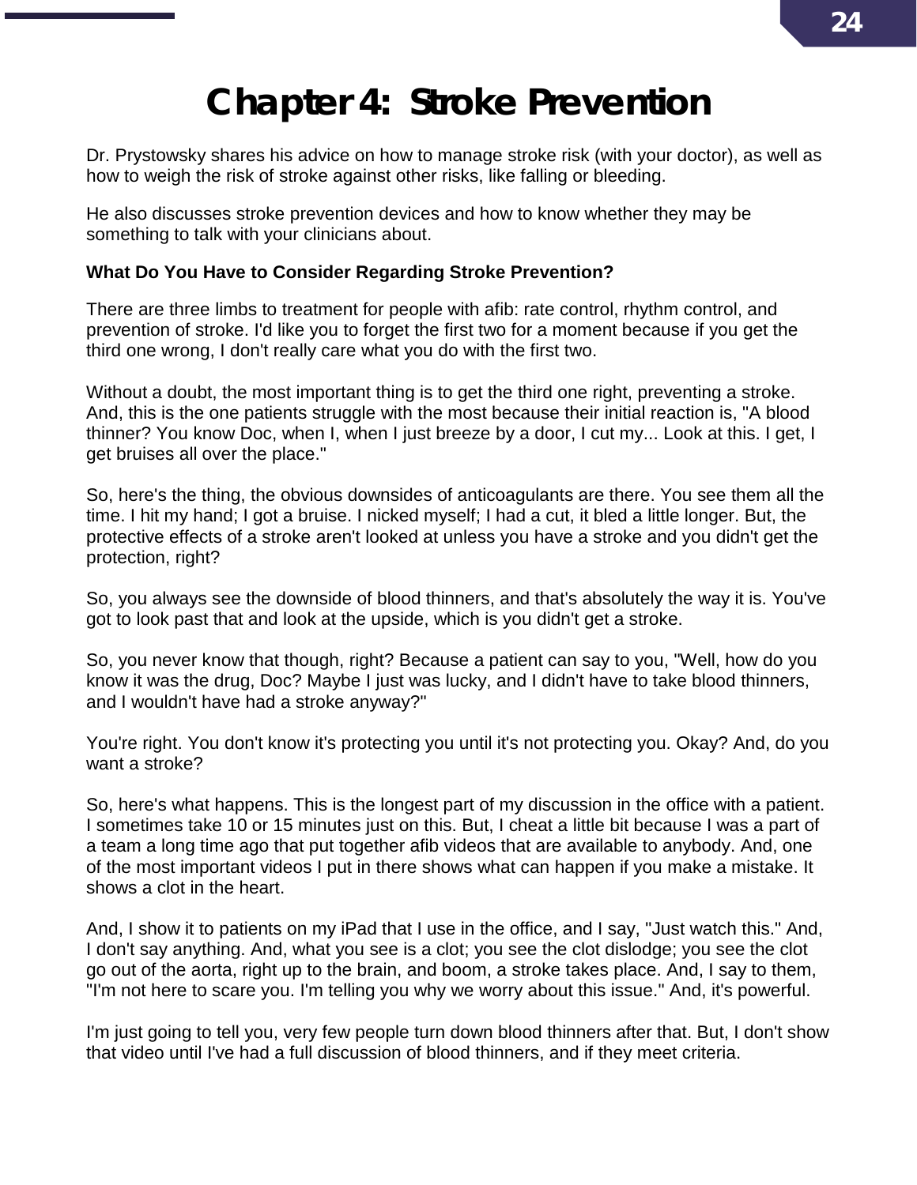# Chapter 4: Stroke Prevention

Dr. Prystowsky shares his advice on how to manage stroke risk (with your doctor), as well as how to weigh the risk of stroke against other risks, like falling or bleeding.

He also discusses stroke prevention devices and how to know whether they may be something to talk with your clinicians about.

**What Do You Have to Consider Regarding Stroke Prevention?**

There are three limbs to treatment for people with afib: rate control, rhythm control, and prevention of stroke. I'd like you to forget the first two for a moment because if you get the third one wrong, I don't really care what you do with the first two.

Without a doubt, the most important thing is to get the third one right, preventing a stroke. And, this is the one patients struggle with the most because their initial reaction is, "A blood thinner? You know Doc, when I, when I just breeze by a door, I cut my... Look at this. I get, I get bruises all over the place."

So, here's the thing, the obvious downsides of anticoagulants are there. You see them all the time. I hit my hand; I got a bruise. I nicked myself; I had a cut, it bled a little longer. But, the protective effects of a stroke aren't looked at unless you have a stroke and you didn't get the protection, right?

So, you always see the downside of blood thinners, and that's absolutely the way it is. You've got to look past that and look at the upside, which is you didn't get a stroke.

So, you never know that though, right? Because a patient can say to you, "Well, how do you know it was the drug, Doc? Maybe I just was lucky, and I didn't have to take blood thinners, and I wouldn't have had a stroke anyway?"

You're right. You don't know it's protecting you until it's not protecting you. Okay? And, do you want a stroke?

So, here's what happens. This is the longest part of my discussion in the office with a patient. I sometimes take 10 or 15 minutes just on this. But, I cheat a little bit because I was a part of a team a long time ago that put together afib videos that are available to anybody. And, one of the most important videos I put in there shows what can happen if you make a mistake. It shows a clot in the heart.

And, I show it to patients on my iPad that I use in the office, and I say, "Just watch this." And, I don't say anything. And, what you see is a clot; you see the clot dislodge; you see the clot go out of the aorta, right up to the brain, and boom, a stroke takes place. And, I say to them, "I'm not here to scare you. I'm telling you why we worry about this issue." And, it's powerful.

I'm just going to tell you, very few people turn down blood thinners after that. But, I don't show that video until I've had a full discussion of blood thinners, and if they meet criteria.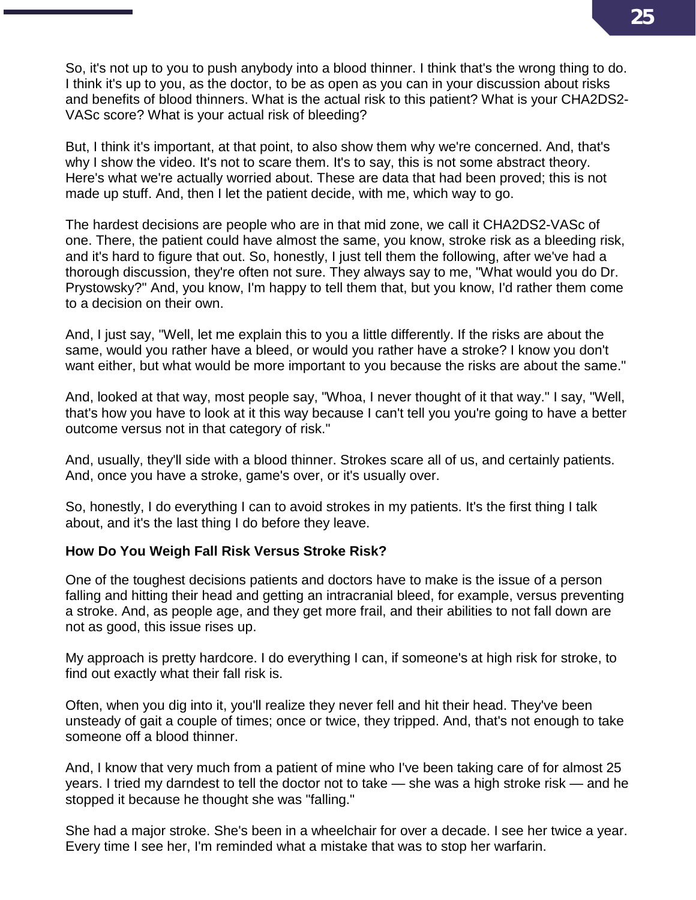So, it's not up to you to push anybody into a blood thinner. I think that's the wrong thing to do. I think it's up to you, as the doctor, to be as open as you can in your discussion about risks and benefits of blood thinners. What is the actual risk to this patient? What is your CHA2DS2-VASc score? What is your actual risk of bleeding?

But, I think it's important, at that point, to also show them why we're concerned. And, that's why I show the video. It's not to scare them. It's to say, this is not some abstract theory. Here's what we're actually worried about. These are data that had been proved; this is not made up stuff. And, then I let the patient decide, with me, which way to go.

The hardest decisions are people who are in that mid zone, we call it CHA2DS2-VASc of one. There, the patient could have almost the same, you know, stroke risk as a bleeding risk, and it's hard to figure that out. So, honestly, I just tell them the following, after we've had a thorough discussion, they're often not sure. They always say to me, "What would you do Dr. Prystowsky?" And, you know, I'm happy to tell them that, but you know, I'd rather them come to a decision on their own.

And, I just say, "Well, let me explain this to you a little differently. If the risks are about the same, would you rather have a bleed, or would you rather have a stroke? I know you don't want either, but what would be more important to you because the risks are about the same."

And, looked at that way, most people say, "Whoa, I never thought of it that way." I say, "Well, that's how you have to look at it this way because I can't tell you you're going to have a better outcome versus not in that category of risk."

And, usually, they'll side with a blood thinner. Strokes scare all of us, and certainly patients. And, once you have a stroke, game's over, or it's usually over.

So, honestly, I do everything I can to avoid strokes in my patients. It's the first thing I talk about, and it's the last thing I do before they leave.

**How Do You Weigh Fall Risk Versus Stroke Risk?**

One of the toughest decisions patients and doctors have to make is the issue of a person falling and hitting their head and getting an intracranial bleed, for example, versus preventing a stroke. And, as people age, and they get more frail, and their abilities to not fall down are not as good, this issue rises up.

My approach is pretty hardcore. I do everything I can, if someone's at high risk for stroke, to find out exactly what their fall risk is.

Often, when you dig into it, you'll realize they never fell and hit their head. They've been unsteady of gait a couple of times; once or twice, they tripped. And, that's not enough to take someone off a blood thinner.

And, I know that very much from a patient of mine who I've been taking care of for almost 25 years. I tried my darndest to tell the doctor not to take — she was a high stroke risk — and he stopped it because he thought she was "falling."

She had a major stroke. She's been in a wheelchair for over a decade. I see her twice a year. Every time I see her, I'm reminded what a mistake that was to stop her warfarin.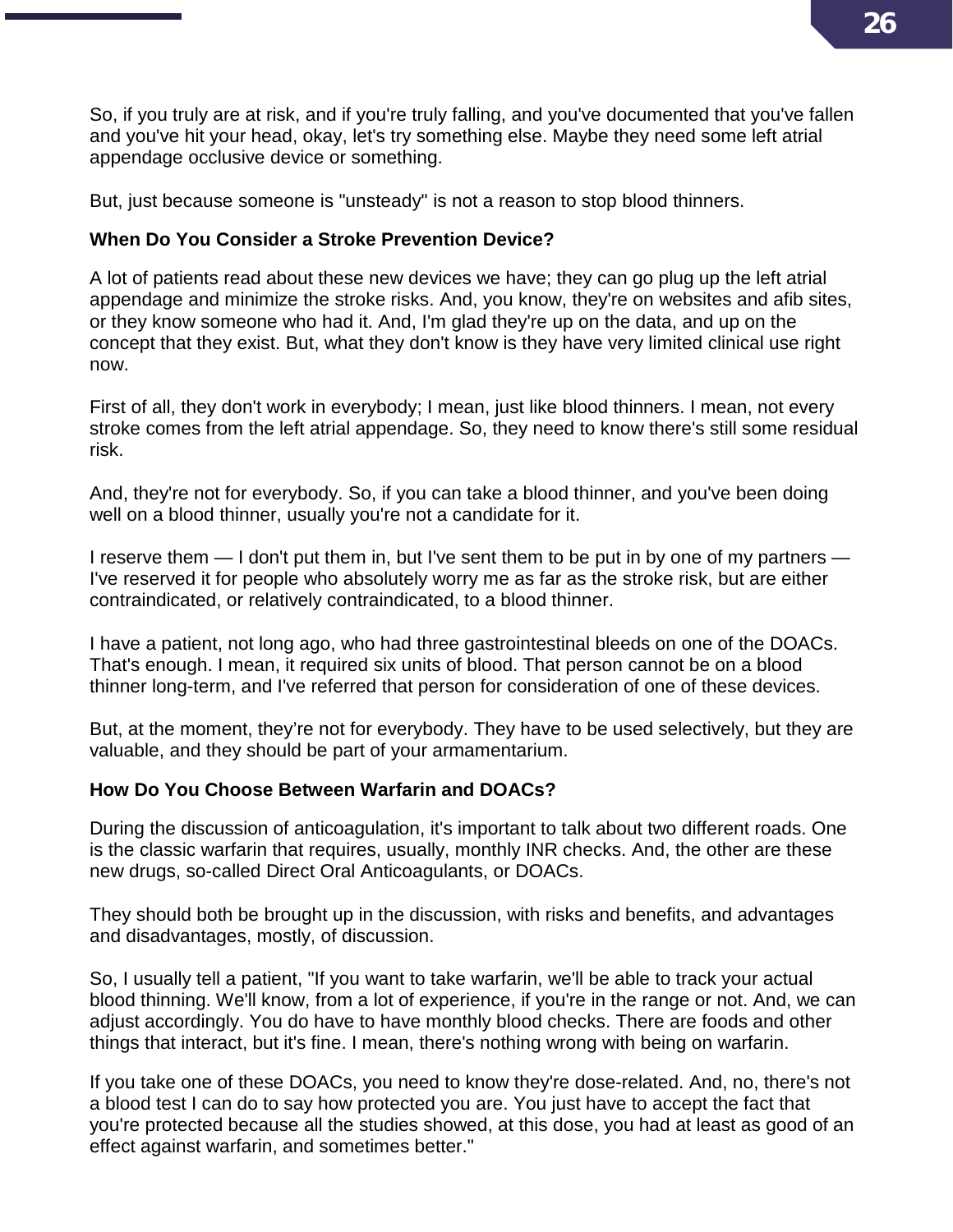So, if you truly are at risk, and if you're truly falling, and you've documented that you've fallen and you've hit your head, okay, let's try something else. Maybe they need some left atrial appendage occlusive device or something.

But, just because someone is "unsteady" is not a reason to stop blood thinners.

### When Do You Consider a Stroke Prevention Device?

A lot of patients read about these new devices we have; they can go plug up the left atrial appendage and minimize the stroke risks. And, you know, they're on websites and afib sites, or they know someone who had it. And, I'm glad they're up on the data, and up on the concept that they exist. But, what they don't know is they have very limited clinical use right now.

First of all, they don't work in everybody; I mean, just like blood thinners. I mean, not every stroke comes from the left atrial appendage. So, they need to know there's still some residual risk.

And, they're not for everybody. So, if you can take a blood thinner, and you've been doing well on a blood thinner, usually you're not a candidate for it.

I reserve them — I don't put them in, but I've sent them to be put in by one of my partners — I've reserved it for people who absolutely worry me as far as the stroke risk, but are either contraindicated, or relatively contraindicated, to a blood thinner.

I have a patient, not long ago, who had three gastrointestinal bleeds on one of the DOACs. That's enough. I mean, it required six units of blood. That person cannot be on a blood thinner long-term, and I've referred that person for consideration of one of these devices.

But, at the moment, they're not for everybody. They have to be used selectively, but they are valuable, and they should be part of your armamentarium.

### How Do You Choose Between Warfarin and DOACs?

During the discussion of anticoagulation, it's important to talk about two different roads. One is the classic warfarin that requires, usually, monthly INR checks. And, the other are these new drugs, so-called Direct Oral Anticoagulants, or DOACs.

They should both be brought up in the discussion, with risks and benefits, and advantages and disadvantages, mostly, of discussion.

So, I usually tell a patient, "If you want to take warfarin, we'll be able to track your actual blood thinning. We'll know, from a lot of experience, if you're in the range or not. And, we can adjust accordingly. You do have to have monthly blood checks. There are foods and other things that interact, but it's fine. I mean, there's nothing wrong with being on warfarin.

If you take one of these DOACs, you need to know they're dose-related. And, no, there's not a blood test I can do to say how protected you are. You just have to accept the fact that you're protected because all the studies showed, at this dose, you had at least as good of an effect against warfarin, and sometimes better."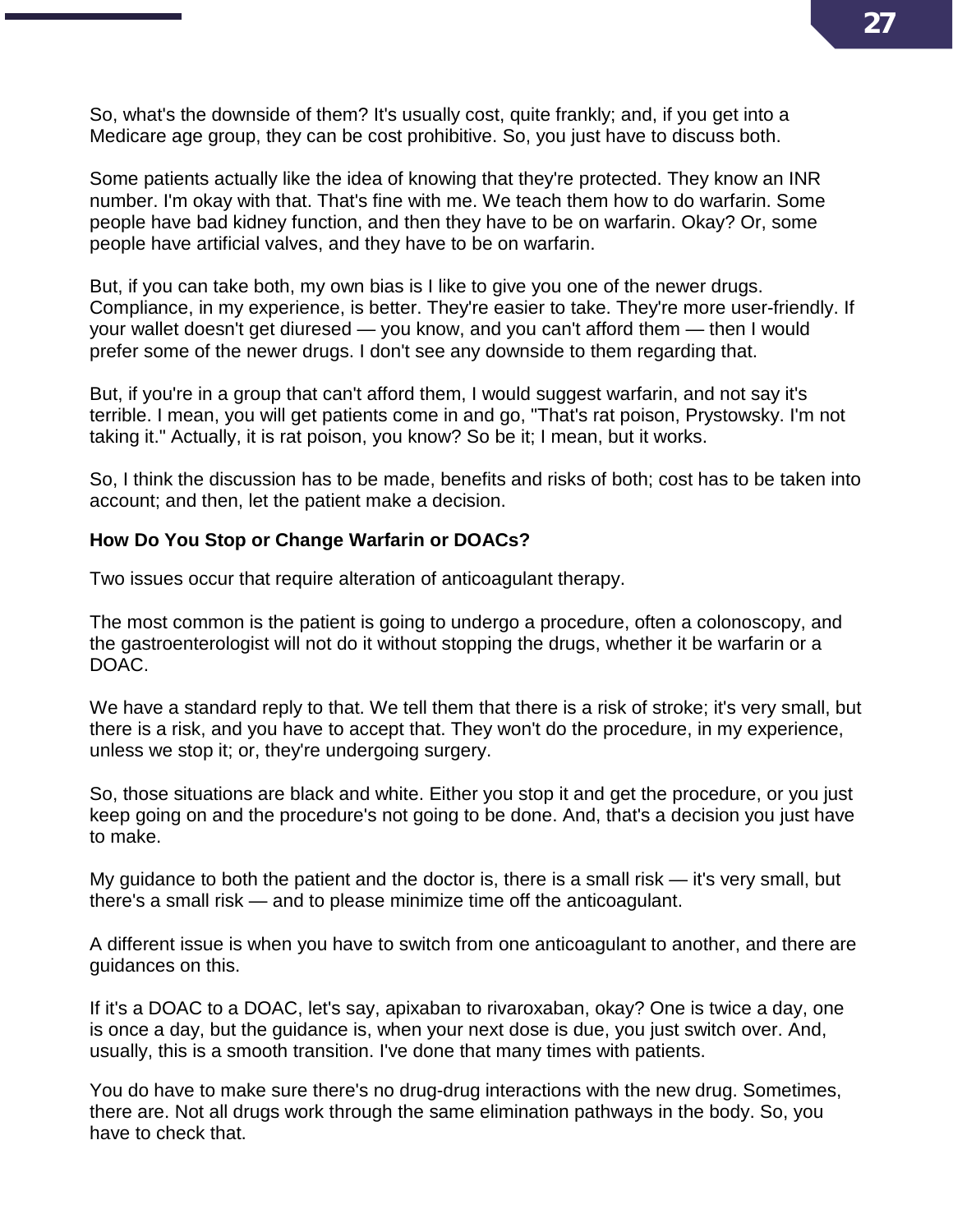So, what's the downside of them? It's usually cost, quite frankly; and, if you get into a Medicare age group, they can be cost prohibitive. So, you just have to discuss both.

Some patients actually like the idea of knowing that they're protected. They know an INR number. I'm okay with that. That's fine with me. We teach them how to do warfarin. Some people have bad kidney function, and then they have to be on warfarin. Okay? Or, some people have artificial valves, and they have to be on warfarin.

But, if you can take both, my own bias is I like to give you one of the newer drugs. Compliance, in my experience, is better. They're easier to take. They're more user-friendly. If your wallet doesn't get diuresed — you know, and you can't afford them — then I would prefer some of the newer drugs. I don't see any downside to them regarding that.

But, if you're in a group that can't afford them, I would suggest warfarin, and not say it's terrible. I mean, you will get patients come in and go, "That's rat poison, Prystowsky. I'm not taking it." Actually, it is rat poison, you know? So be it; I mean, but it works.

So, I think the discussion has to be made, benefits and risks of both; cost has to be taken into account; and then, let the patient make a decision.

**How Do You Stop or Change Warfarin or DOACs?**

Two issues occur that require alteration of anticoagulant therapy.

The most common is the patient is going to undergo a procedure, often a colonoscopy, and the gastroenterologist will not do it without stopping the drugs, whether it be warfarin or a DOAC.

We have a standard reply to that. We tell them that there is a risk of stroke; it's very small, but there is a risk, and you have to accept that. They won't do the procedure, in my experience, unless we stop it; or, they're undergoing surgery.

So, those situations are black and white. Either you stop it and get the procedure, or you just keep going on and the procedure's not going to be done. And, that's a decision you just have to make.

My guidance to both the patient and the doctor is, there is a small risk — it's very small, but there's a small risk — and to please minimize time off the anticoagulant.

A different issue is when you have to switch from one anticoagulant to another, and there are guidances on this.

If it's a DOAC to a DOAC, let's say, apixaban to rivaroxaban, okay? One is twice a day, one is once a day, but the guidance is, when your next dose is due, you just switch over. And, usually, this is a smooth transition. I've done that many times with patients.

You do have to make sure there's no drug-drug interactions with the new drug. Sometimes, there are. Not all drugs work through the same elimination pathways in the body. So, you have to check that.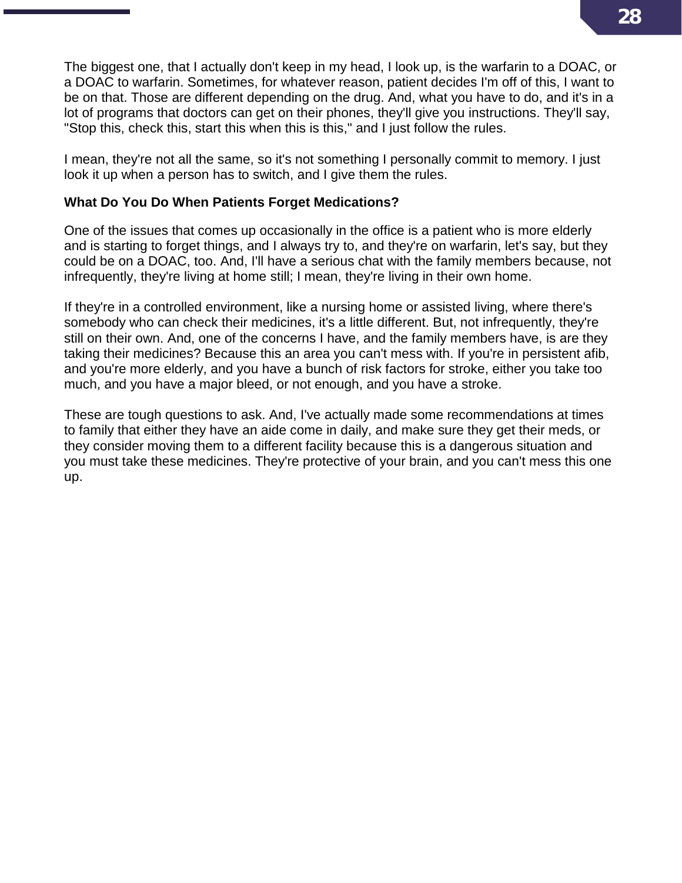The biggest one, that I actually don't keep in my head, I look up, is the warfarin to a DOAC, or a DOAC to warfarin. Sometimes, for whatever reason, patient decides I'm off of this, I want to be on that. Those are different depending on the drug. And, what you have to do, and it's in a lot of programs that doctors can get on their phones, they'll give you instructions. They'll say, "Stop this, check this, start this when this is this," and I just follow the rules.

I mean, they're not all the same, so it's not something I personally commit to memory. I just look it up when a person has to switch, and I give them the rules.

### What Do You Do When Patients Forget Medications?

One of the issues that comes up occasionally in the office is a patient who is more elderly and is starting to forget things, and I always try to, and they're on warfarin, let's say, but they could be on a DOAC, too. And, I'll have a serious chat with the family members because, not infrequently, they're living at home still; I mean, they're living in their own home.

If they're in a controlled environment, like a nursing home or assisted living, where there's somebody who can check their medicines, it's a little different. But, not infrequently, they're still on their own. And, one of the concerns I have, and the family members have, is are they taking their medicines? Because this an area you can't mess with. If you're in persistent afib, and you're more elderly, and you have a bunch of risk factors for stroke, either you take too much, and you have a major bleed, or not enough, and you have a stroke.

These are tough questions to ask. And, I've actually made some recommendations at times to family that either they have an aide come in daily, and make sure they get their meds, or they consider moving them to a different facility because this is a dangerous situation and you must take these medicines. They're protective of your brain, and you can't mess this one up.